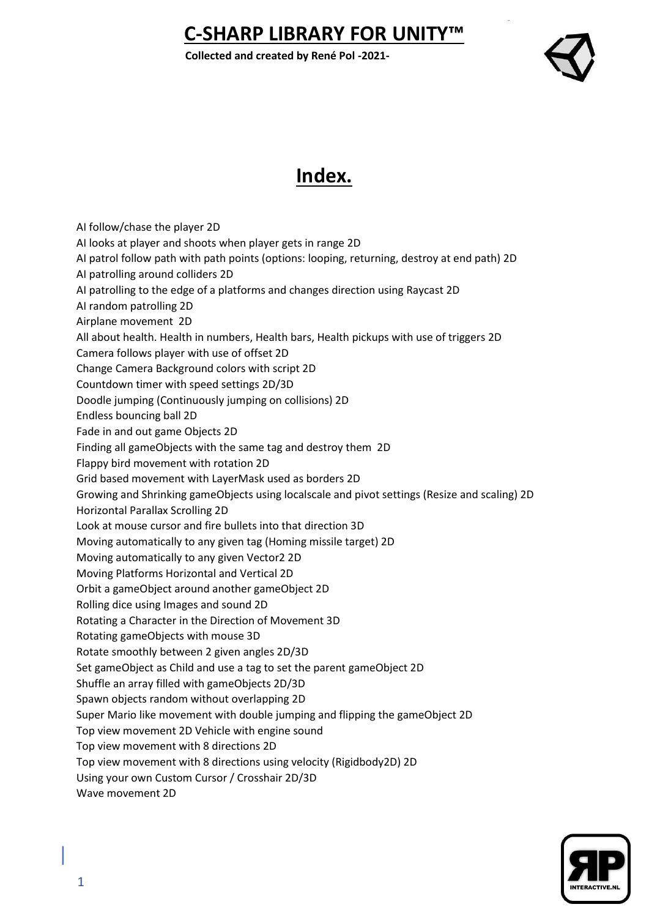# C-SHARP LIBRARY FOR UNITY™

**Collected and created by René Pol -2021-**

## Index.

AI follow/chase the player 2D
AI looks at player and shoots when player gets in range 2D
AI patrol follow path with path points (options: looping, returning, destroy at end path) 2D
AI patrolling around colliders 2D
AI patrolling to the edge of a platforms and changes direction using Raycast 2D
AI random patrolling 2D
Airplane movement 2D
All about health. Health in numbers, Health bars, Health pickups with use of triggers 2D
Camera follows player with use of offset 2D
Change Camera Background colors with script 2D
Countdown timer with speed settings 2D/3D
Doodle jumping (Continuously jumping on collisions) 2D
Endless bouncing ball 2D
Fade in and out game Objects 2D
Finding all gameObjects with the same tag and destroy them 2D
Flappy bird movement with rotation 2D
Grid based movement with LayerMask used as borders 2D
Growing and Shrinking gameObjects using localscale and pivot settings (Resize and scaling) 2D
Horizontal Parallax Scrolling 2D
Look at mouse cursor and fire bullets into that direction 3D
Moving automatically to any given tag (Homing missile target) 2D
Moving automatically to any given Vector2 2D
Moving Platforms Horizontal and Vertical 2D
Orbit a gameObject around another gameObject 2D
Rolling dice using Images and sound 2D
Rotating a Character in the Direction of Movement 3D
Rotating gameObjects with mouse 3D
Rotate smoothly between 2 given angles 2D/3D
Set gameObject as Child and use a tag to set the parent gameObject 2D
Shuffle an array filled with gameObjects 2D/3D
Spawn objects random without overlapping 2D
Super Mario like movement with double jumping and flipping the gameObject 2D
Top view movement 2D Vehicle with engine sound
Top view movement with 8 directions 2D
Top view movement with 8 directions using velocity (Rigidbody2D) 2D
Using your own Custom Cursor / Crosshair 2D/3D
Wave movement 2D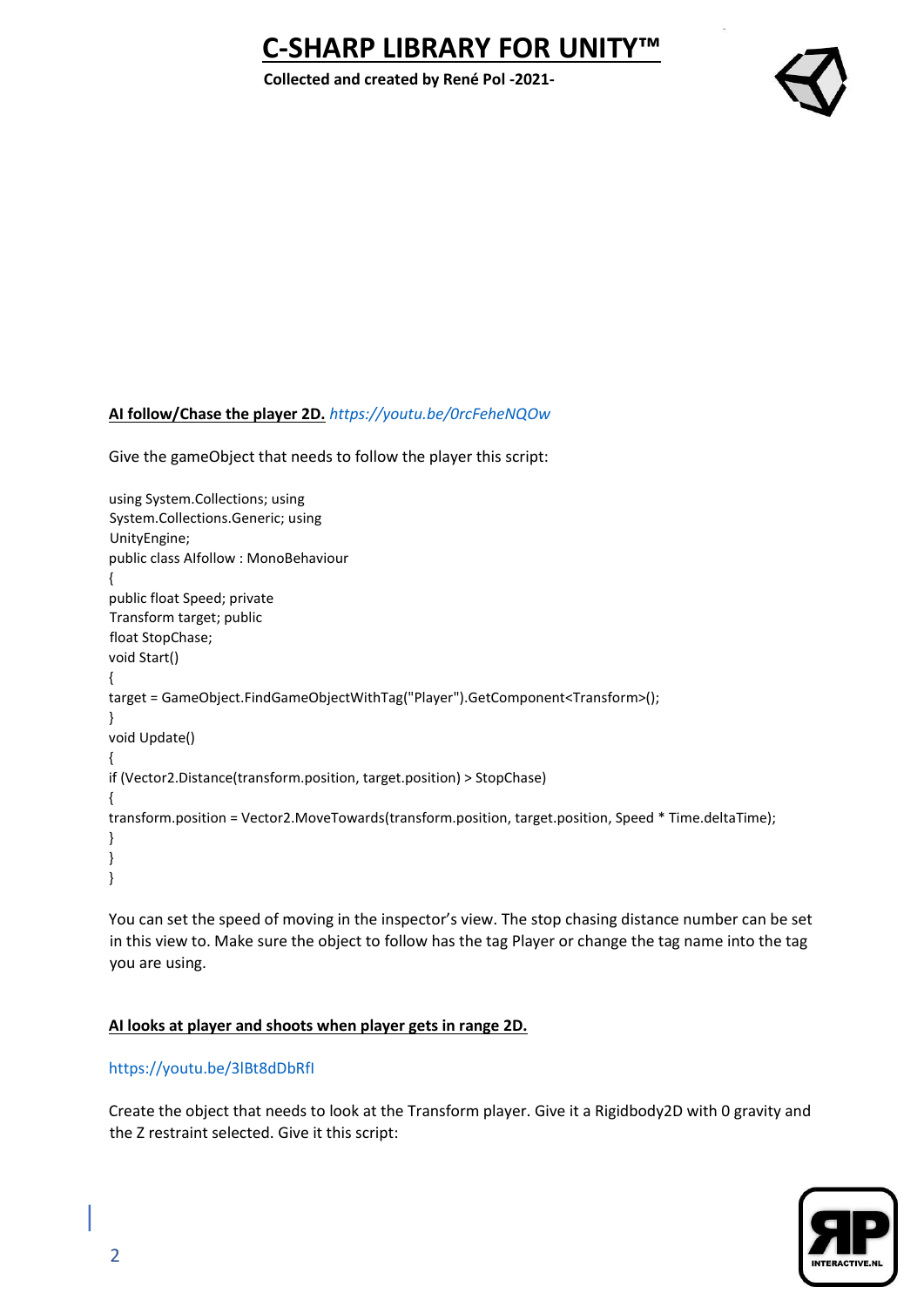**AI follow/Chase the player 2D.** *https://youtu.be/0rcFeheNQOw*

Give the gameObject that needs to follow the player this script:

```
using System.Collections; using
System.Collections.Generic; using
UnityEngine;
public class AIfollow : MonoBehaviour
{
public float Speed; private
Transform target; public
float StopChase;
void Start()
{
target = GameObject.FindGameObjectWithTag("Player").GetComponent<Transform>();
}
void Update()
{
if (Vector2.Distance(transform.position, target.position) > StopChase)
{
transform.position = Vector2.MoveTowards(transform.position, target.position, Speed * Time.deltaTime);
}
}
}
```

You can set the speed of moving in the inspector's view. The stop chasing distance number can be set in this view to. Make sure the object to follow has the tag Player or change the tag name into the tag you are using.

**AI looks at player and shoots when player gets in range 2D.**

https://youtu.be/3lBt8dDbRfI

Create the object that needs to look at the Transform player. Give it a Rigidbody2D with 0 gravity and the Z restraint selected. Give it this script: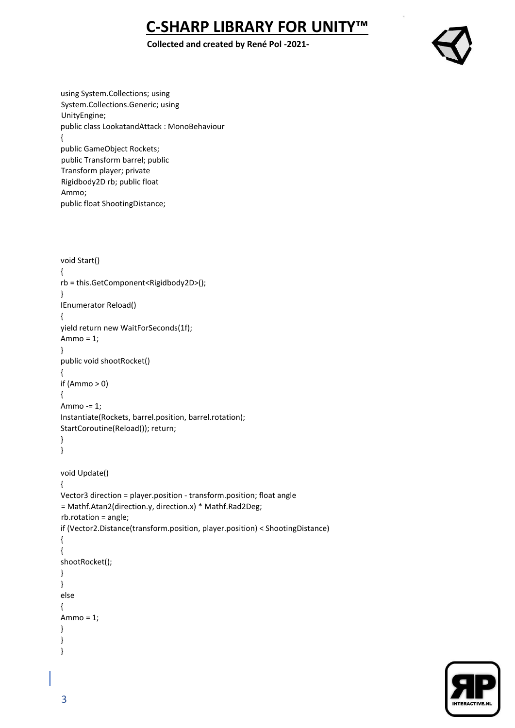```
using System.Collections; using
System.Collections.Generic; using
UnityEngine;
public class LookatandAttack : MonoBehaviour
{
public GameObject Rockets;
public Transform barrel; public
Transform player; private
Rigidbody2D rb; public float
Ammo;
public float ShootingDistance;



void Start()
{
rb = this.GetComponent<Rigidbody2D>();
}
IEnumerator Reload()
{
yield return new WaitForSeconds(1f);
Ammo = 1;
}
public void shootRocket()
{
if (Ammo > 0)
{
Ammo -= 1;
Instantiate(Rockets, barrel.position, barrel.rotation);
StartCoroutine(Reload()); return;
}
}

void Update()
{
Vector3 direction = player.position - transform.position; float angle
= Mathf.Atan2(direction.y, direction.x) * Mathf.Rad2Deg;
rb.rotation = angle;
if (Vector2.Distance(transform.position, player.position) < ShootingDistance)
{
{
shootRocket();
}
}
else
{
Ammo = 1;
}
}
}
```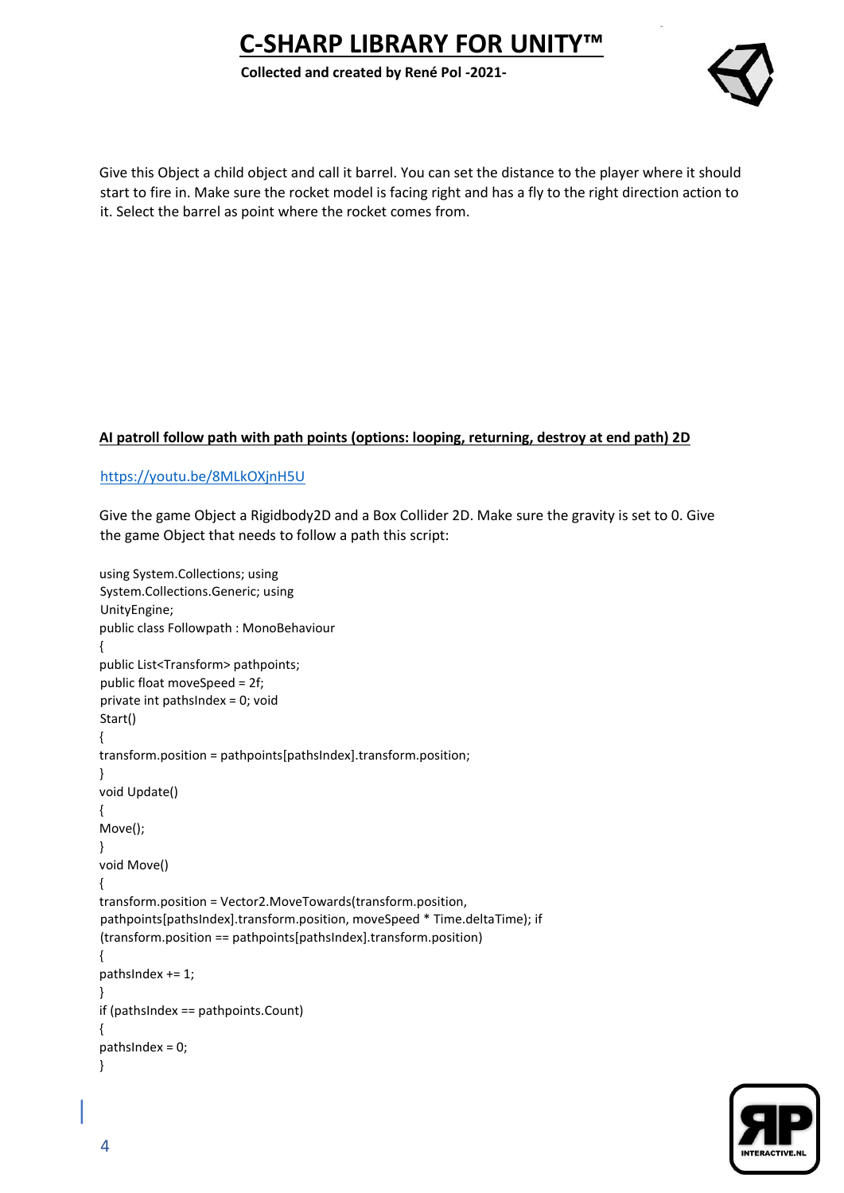Give this Object a child object and call it barrel. You can set the distance to the player where it should start to fire in. Make sure the rocket model is facing right and has a fly to the right direction action to it. Select the barrel as point where the rocket comes from.

**AI patroll follow path with path points (options: looping, returning, destroy at end path) 2D**

https://youtu.be/8MLkOXjnH5U

Give the game Object a Rigidbody2D and a Box Collider 2D. Make sure the gravity is set to 0. Give the game Object that needs to follow a path this script:

```
using System.Collections; using
System.Collections.Generic; using
UnityEngine;
public class Followpath : MonoBehaviour
{
public List<Transform> pathpoints;
public float moveSpeed = 2f;
private int pathsIndex = 0; void
Start()
{
transform.position = pathpoints[pathsIndex].transform.position;
}
void Update()
{
Move();
}
void Move()
{
transform.position = Vector2.MoveTowards(transform.position,
pathpoints[pathsIndex].transform.position, moveSpeed * Time.deltaTime); if
(transform.position == pathpoints[pathsIndex].transform.position)
{
pathsIndex += 1;
}
if (pathsIndex == pathpoints.Count)
{
pathsIndex = 0;
}
```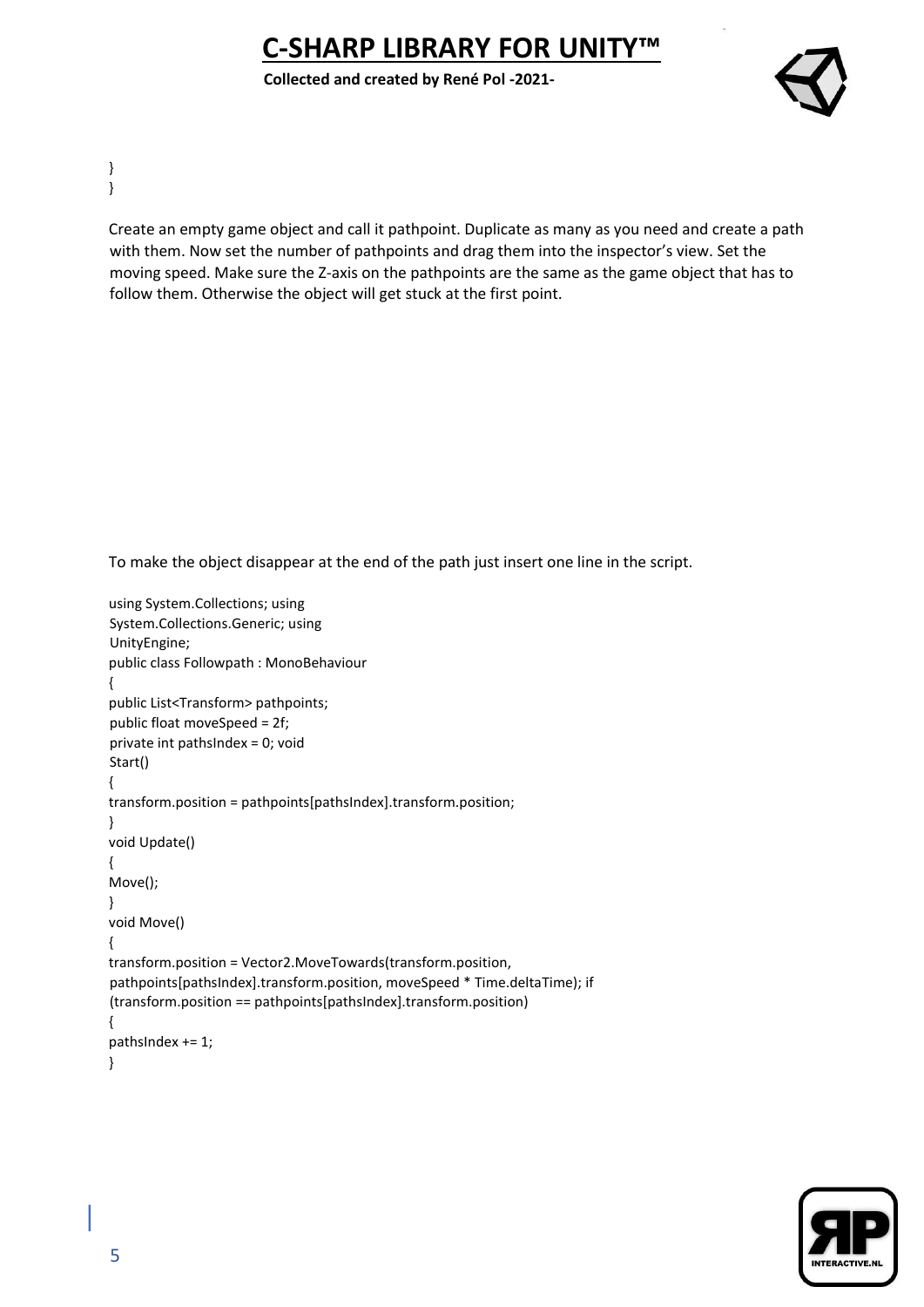```
}
}
```

Create an empty game object and call it pathpoint. Duplicate as many as you need and create a path with them. Now set the number of pathpoints and drag them into the inspector's view. Set the moving speed. Make sure the Z-axis on the pathpoints are the same as the game object that has to follow them. Otherwise the object will get stuck at the first point.

To make the object disappear at the end of the path just insert one line in the script.

```
using System.Collections; using
System.Collections.Generic; using
UnityEngine;
public class Followpath : MonoBehaviour
{
public List<Transform> pathpoints;
public float moveSpeed = 2f;
private int pathsIndex = 0; void
Start()
{
transform.position = pathpoints[pathsIndex].transform.position;
}
void Update()
{
Move();
}
void Move()
{
transform.position = Vector2.MoveTowards(transform.position,
pathpoints[pathsIndex].transform.position, moveSpeed * Time.deltaTime); if
(transform.position == pathpoints[pathsIndex].transform.position)
{
pathsIndex += 1;
}
```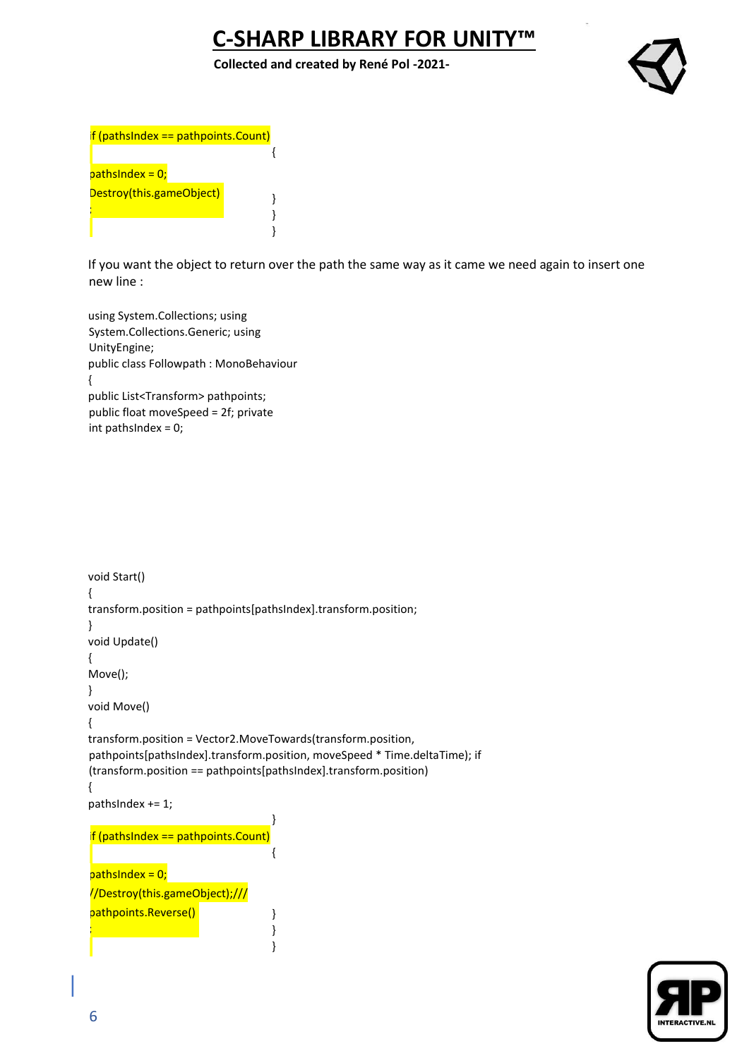```
if (pathsIndex == pathpoints.Count)
{
pathsIndex = 0;
Destroy(this.gameObject)
;
}
}
}
```

If you want the object to return over the path the same way as it came we need again to insert one new line :

```
using System.Collections; using
System.Collections.Generic; using
UnityEngine;
public class Followpath : MonoBehaviour
{
public List<Transform> pathpoints;
public float moveSpeed = 2f; private
int pathsIndex = 0;

void Start()
{
transform.position = pathpoints[pathsIndex].transform.position;
}
void Update()
{
Move();
}
void Move()
{
transform.position = Vector2.MoveTowards(transform.position,
pathpoints[pathsIndex].transform.position, moveSpeed * Time.deltaTime); if
(transform.position == pathpoints[pathsIndex].transform.position)
{
pathsIndex += 1;
}
if (pathsIndex == pathpoints.Count)
{
pathsIndex = 0;
//Destroy(this.gameObject);///
pathpoints.Reverse()
;
}
}
}
```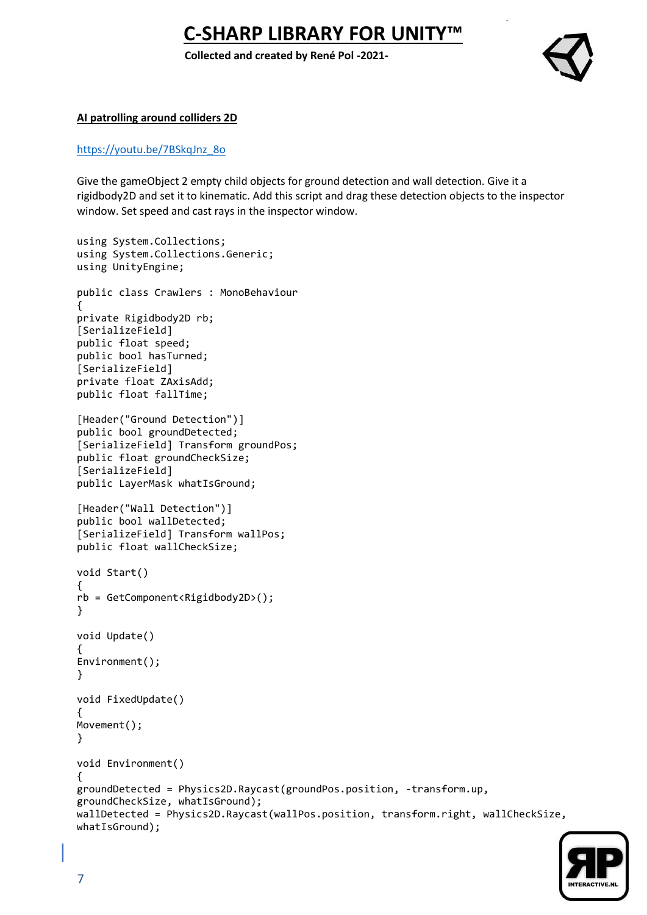**AI patrolling around colliders 2D**

https://youtu.be/7BSkqJnz_8o

Give the gameObject 2 empty child objects for ground detection and wall detection. Give it a rigidbody2D and set it to kinematic. Add this script and drag these detection objects to the inspector window. Set speed and cast rays in the inspector window.

```
using System.Collections;
using System.Collections.Generic;
using UnityEngine;

public class Crawlers : MonoBehaviour
{
private Rigidbody2D rb;
[SerializeField]
public float speed;
public bool hasTurned;
[SerializeField]
private float ZAxisAdd;
public float fallTime;

[Header("Ground Detection")]
public bool groundDetected;
[SerializeField] Transform groundPos;
public float groundCheckSize;
[SerializeField]
public LayerMask whatIsGround;

[Header("Wall Detection")]
public bool wallDetected;
[SerializeField] Transform wallPos;
public float wallCheckSize;

void Start()
{
rb = GetComponent<Rigidbody2D>();
}

void Update()
{
Environment();
}

void FixedUpdate()
{
Movement();
}

void Environment()
{
groundDetected = Physics2D.Raycast(groundPos.position, -transform.up,
groundCheckSize, whatIsGround);
wallDetected = Physics2D.Raycast(wallPos.position, transform.right, wallCheckSize,
whatIsGround);
```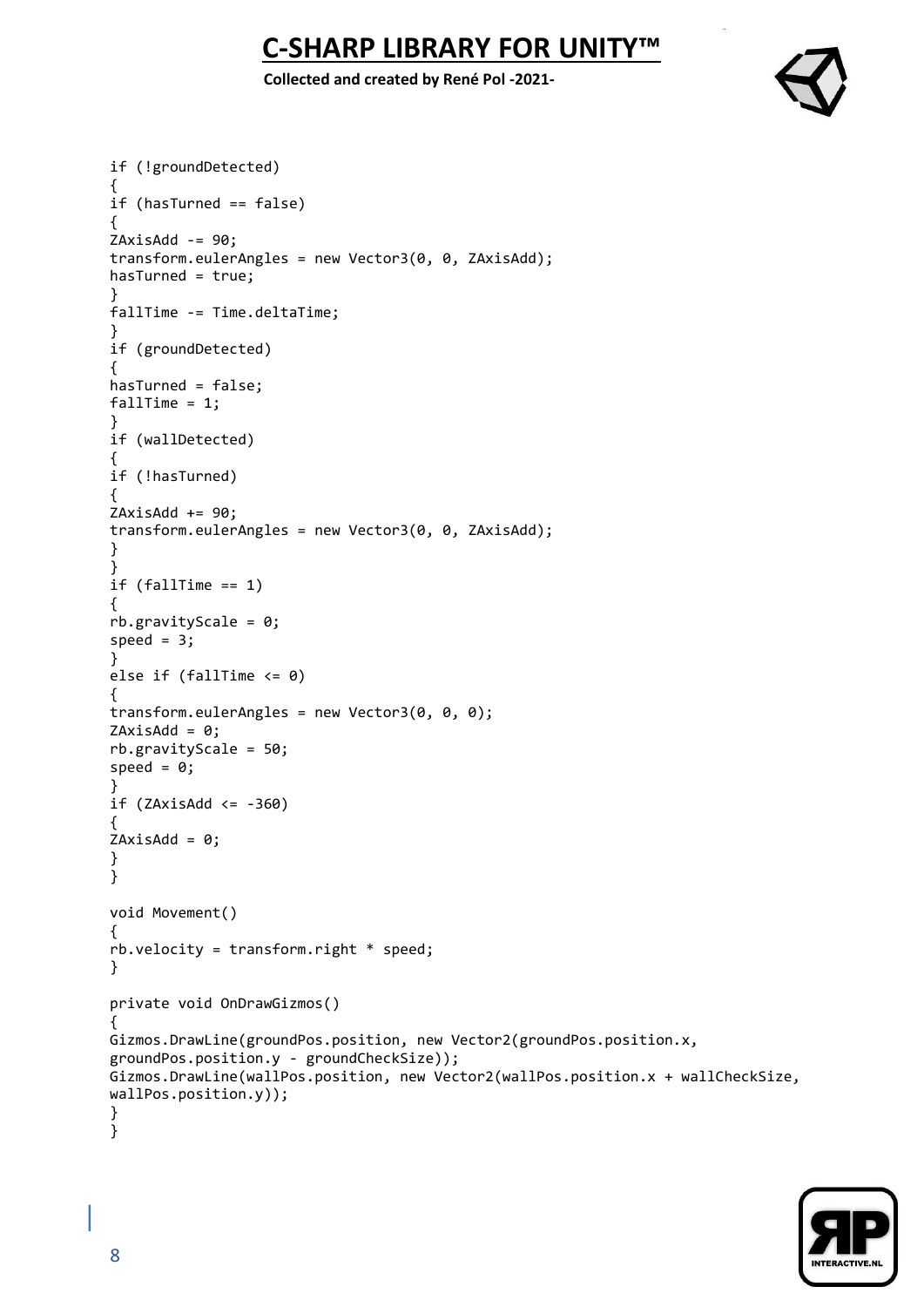```
if (!groundDetected)
{
if (hasTurned == false)
{
ZAxisAdd -= 90;
transform.eulerAngles = new Vector3(0, 0, ZAxisAdd);
hasTurned = true;
}
fallTime -= Time.deltaTime;
}
if (groundDetected)
{
hasTurned = false;
fallTime = 1;
}
if (wallDetected)
{
if (!hasTurned)
{
ZAxisAdd += 90;
transform.eulerAngles = new Vector3(0, 0, ZAxisAdd);
}
}
if (fallTime == 1)
{
rb.gravityScale = 0;
speed = 3;
}
else if (fallTime <= 0)
{
transform.eulerAngles = new Vector3(0, 0, 0);
ZAxisAdd = 0;
rb.gravityScale = 50;
speed = 0;
}
if (ZAxisAdd <= -360)
{
ZAxisAdd = 0;
}
}

void Movement()
{
rb.velocity = transform.right * speed;
}

private void OnDrawGizmos()
{
Gizmos.DrawLine(groundPos.position, new Vector2(groundPos.position.x,
groundPos.position.y - groundCheckSize));
Gizmos.DrawLine(wallPos.position, new Vector2(wallPos.position.x + wallCheckSize,
wallPos.position.y));
}
}
```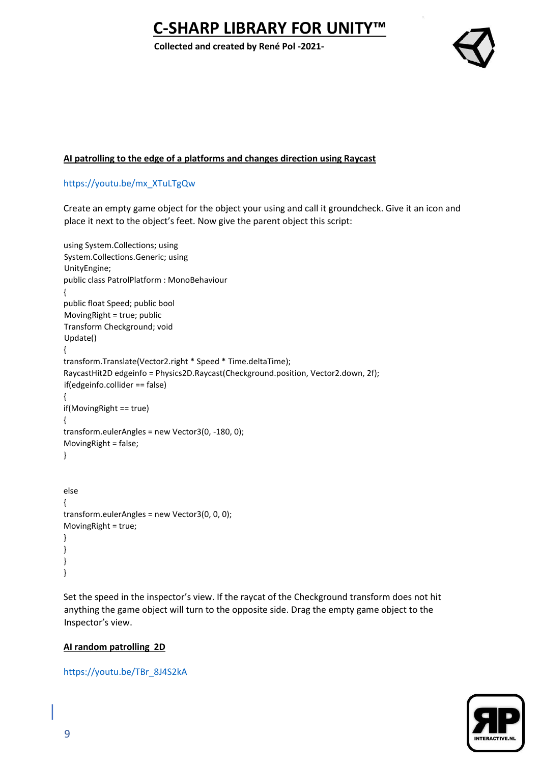**AI patrolling to the edge of a platforms and changes direction using Raycast**

https://youtu.be/mx_XTuLTgQw

Create an empty game object for the object your using and call it groundcheck. Give it an icon and place it next to the object's feet. Now give the parent object this script:

```
using System.Collections; using
System.Collections.Generic; using
UnityEngine;
public class PatrolPlatform : MonoBehaviour
{
public float Speed; public bool
MovingRight = true; public
Transform Checkground; void
Update()
{
transform.Translate(Vector2.right * Speed * Time.deltaTime);
RaycastHit2D edgeinfo = Physics2D.Raycast(Checkground.position, Vector2.down, 2f);
if(edgeinfo.collider == false)
{
if(MovingRight == true)
{
transform.eulerAngles = new Vector3(0, -180, 0);
MovingRight = false;
}


else
{
transform.eulerAngles = new Vector3(0, 0, 0);
MovingRight = true;
}
}
}
}
```

Set the speed in the inspector's view. If the raycat of the Checkground transform does not hit anything the game object will turn to the opposite side. Drag the empty game object to the Inspector's view.

**AI random patrolling 2D**

https://youtu.be/TBr_8J4S2kA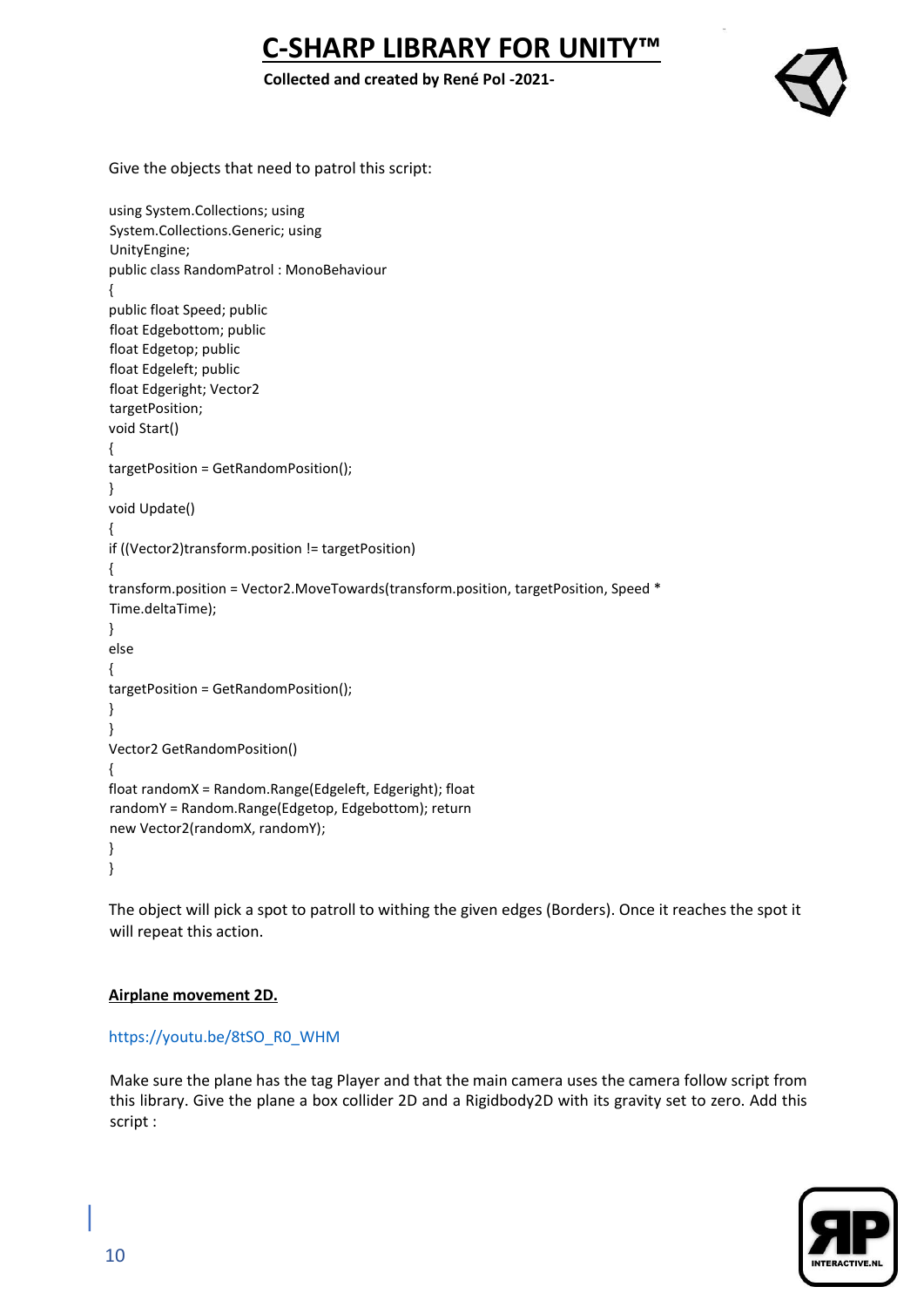Give the objects that need to patrol this script:

```
using System.Collections; using
System.Collections.Generic; using
UnityEngine;
public class RandomPatrol : MonoBehaviour
{
public float Speed; public
float Edgebottom; public
float Edgetop; public
float Edgeleft; public
float Edgeright; Vector2
targetPosition;
void Start()
{
targetPosition = GetRandomPosition();
}
void Update()
{
if ((Vector2)transform.position != targetPosition)
{
transform.position = Vector2.MoveTowards(transform.position, targetPosition, Speed *
Time.deltaTime);
}
else
{
targetPosition = GetRandomPosition();
}
}
Vector2 GetRandomPosition()
{
float randomX = Random.Range(Edgeleft, Edgeright); float
randomY = Random.Range(Edgetop, Edgebottom); return
new Vector2(randomX, randomY);
}
}
```

The object will pick a spot to patroll to withing the given edges (Borders). Once it reaches the spot it will repeat this action.

**Airplane movement 2D.**

https://youtu.be/8tSO_R0_WHM

Make sure the plane has the tag Player and that the main camera uses the camera follow script from this library. Give the plane a box collider 2D and a Rigidbody2D with its gravity set to zero. Add this script :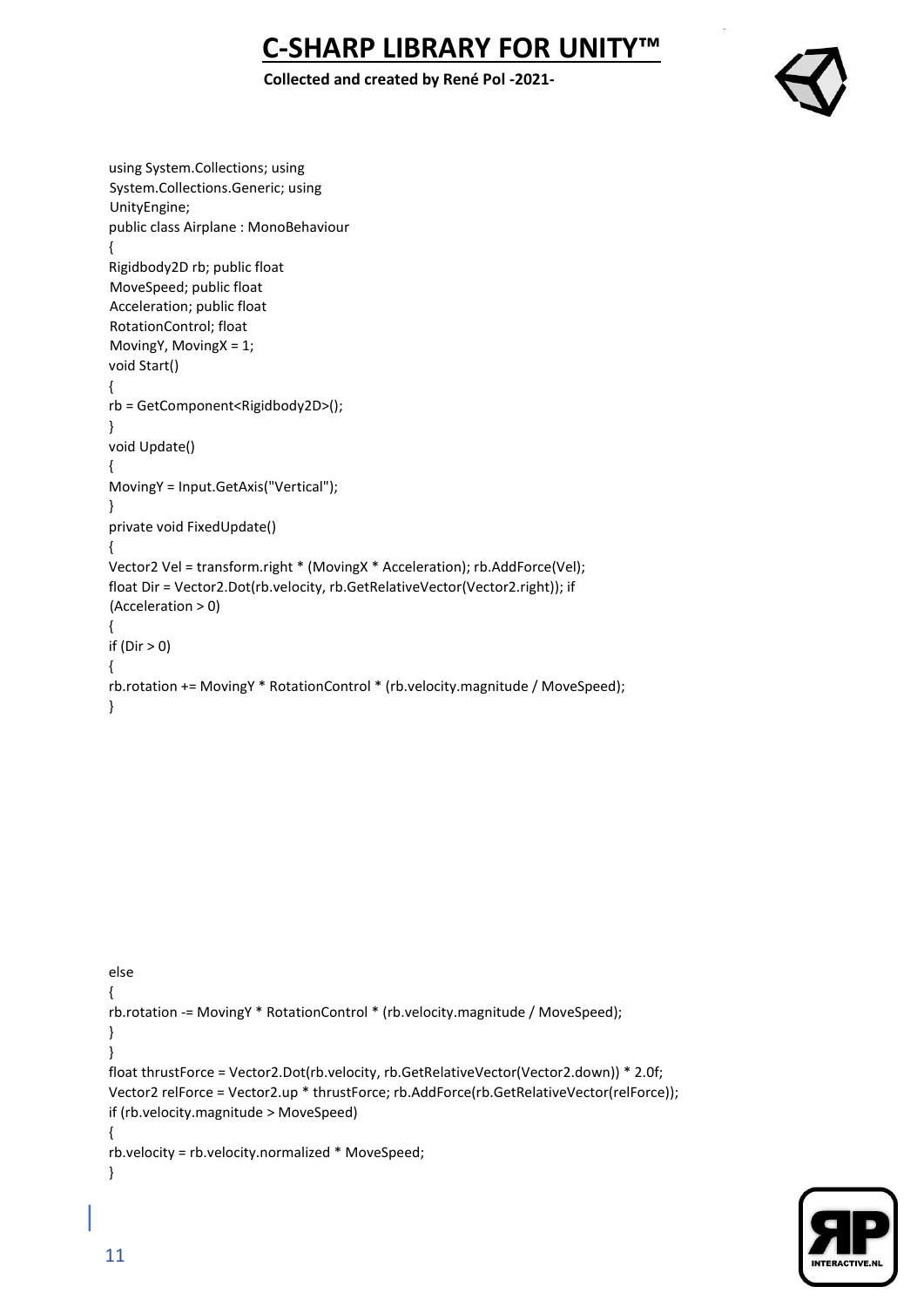```
using System.Collections; using
System.Collections.Generic; using
UnityEngine;
public class Airplane : MonoBehaviour
{
Rigidbody2D rb; public float
MoveSpeed; public float
Acceleration; public float
RotationControl; float
MovingY, MovingX = 1;
void Start()
{
rb = GetComponent<Rigidbody2D>();
}
void Update()
{
MovingY = Input.GetAxis("Vertical");
}
private void FixedUpdate()
{
Vector2 Vel = transform.right * (MovingX * Acceleration); rb.AddForce(Vel);
float Dir = Vector2.Dot(rb.velocity, rb.GetRelativeVector(Vector2.right)); if
(Acceleration > 0)
{
if (Dir > 0)
{
rb.rotation += MovingY * RotationControl * (rb.velocity.magnitude / MoveSpeed);
}
```

```
else
{
rb.rotation -= MovingY * RotationControl * (rb.velocity.magnitude / MoveSpeed);
}
}
float thrustForce = Vector2.Dot(rb.velocity, rb.GetRelativeVector(Vector2.down)) * 2.0f;
Vector2 relForce = Vector2.up * thrustForce; rb.AddForce(rb.GetRelativeVector(relForce));
if (rb.velocity.magnitude > MoveSpeed)
{
rb.velocity = rb.velocity.normalized * MoveSpeed;
}
```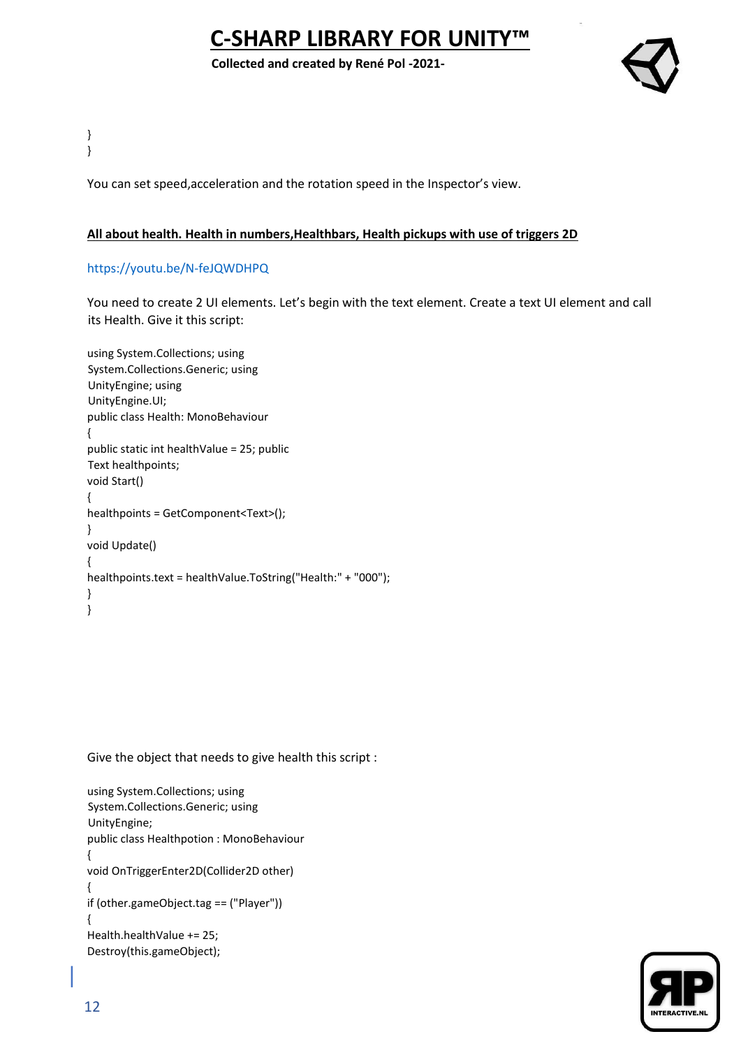```
}
}
```

You can set speed,acceleration and the rotation speed in the Inspector's view.

**All about health. Health in numbers,Healthbars, Health pickups with use of triggers 2D**

https://youtu.be/N-feJQWDHPQ

You need to create 2 UI elements. Let's begin with the text element. Create a text UI element and call its Health. Give it this script:

```
using System.Collections; using
System.Collections.Generic; using
UnityEngine; using
UnityEngine.UI;
public class Health: MonoBehaviour
{
public static int healthValue = 25; public
Text healthpoints;
void Start()
{
healthpoints = GetComponent<Text>();
}
void Update()
{
healthpoints.text = healthValue.ToString("Health:" + "000");
}
}
```

Give the object that needs to give health this script :

```
using System.Collections; using
System.Collections.Generic; using
UnityEngine;
public class Healthpotion : MonoBehaviour
{
void OnTriggerEnter2D(Collider2D other)
{
if (other.gameObject.tag == ("Player"))
{
Health.healthValue += 25;
Destroy(this.gameObject);
```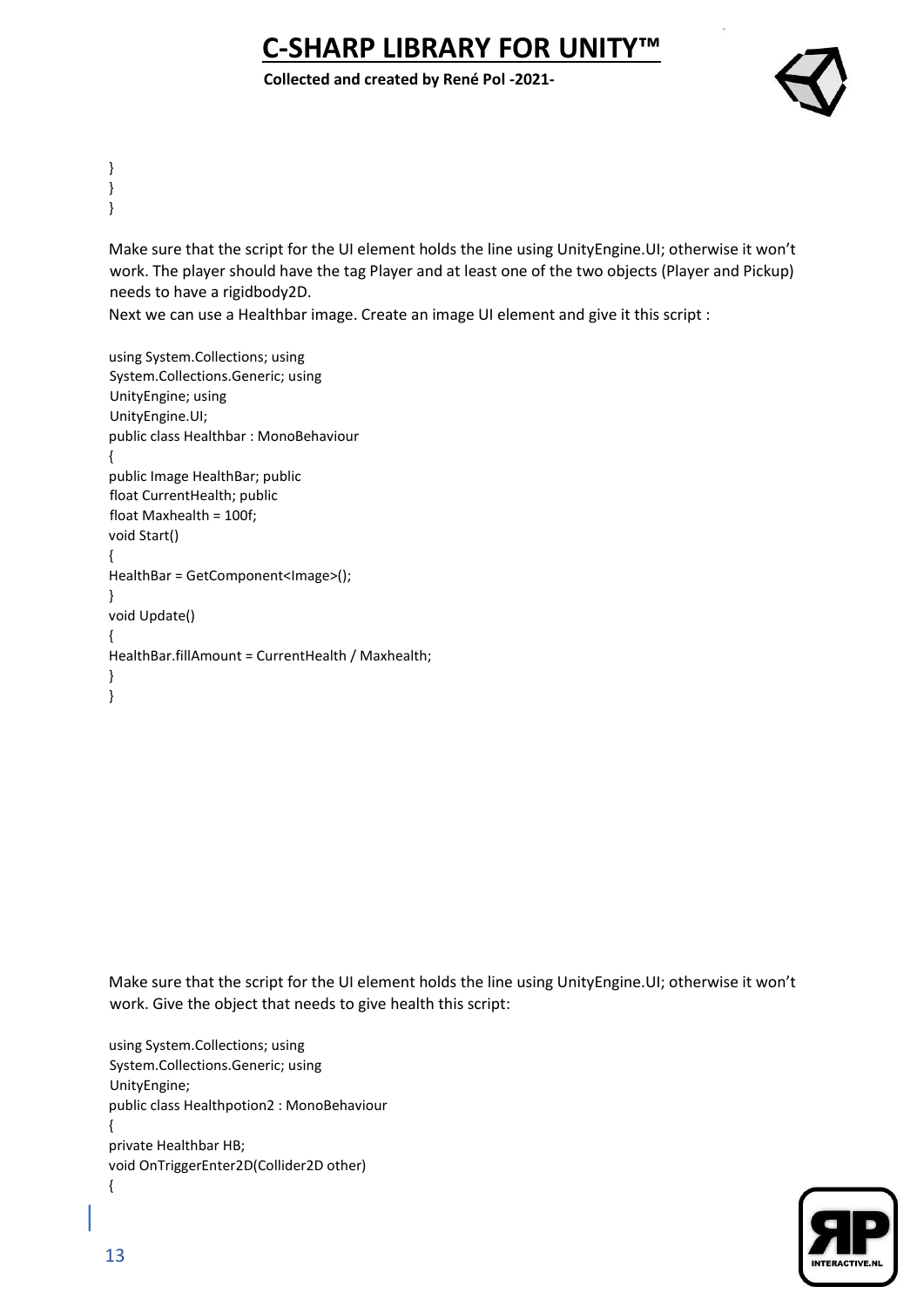```
}
}
}
```

Make sure that the script for the UI element holds the line using UnityEngine.UI; otherwise it won't work. The player should have the tag Player and at least one of the two objects (Player and Pickup) needs to have a rigidbody2D.

Next we can use a Healthbar image. Create an image UI element and give it this script :

```
using System.Collections; using
System.Collections.Generic; using
UnityEngine; using
UnityEngine.UI;
public class Healthbar : MonoBehaviour
{
public Image HealthBar; public
float CurrentHealth; public
float Maxhealth = 100f;
void Start()
{
HealthBar = GetComponent<Image>();
}
void Update()
{
HealthBar.fillAmount = CurrentHealth / Maxhealth;
}
}
```

Make sure that the script for the UI element holds the line using UnityEngine.UI; otherwise it won't work. Give the object that needs to give health this script:

```
using System.Collections; using
System.Collections.Generic; using
UnityEngine;
public class Healthpotion2 : MonoBehaviour
{
private Healthbar HB;
void OnTriggerEnter2D(Collider2D other)
{
```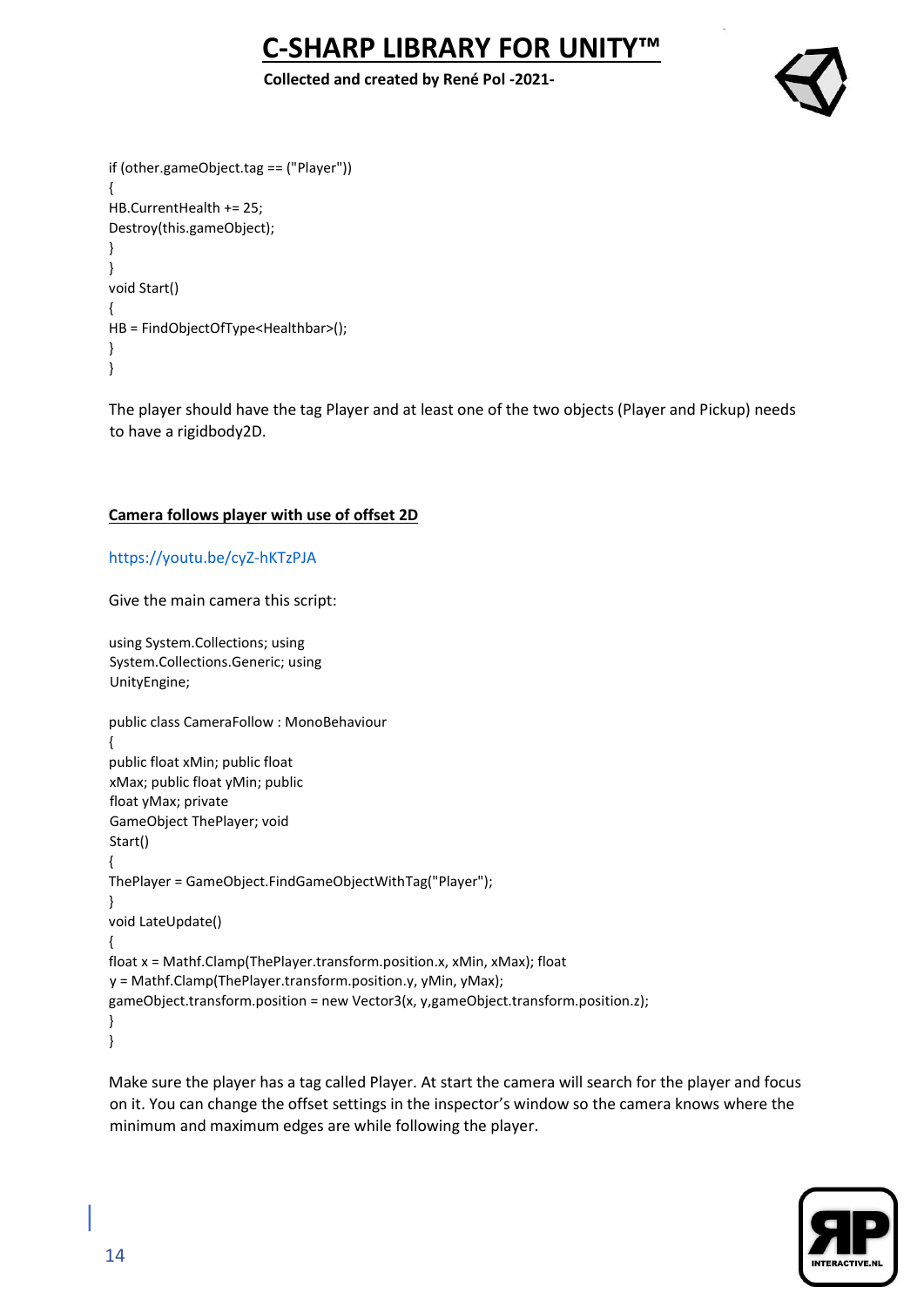```
if (other.gameObject.tag == ("Player"))
{
HB.CurrentHealth += 25;
Destroy(this.gameObject);
}
}
void Start()
{
HB = FindObjectOfType<Healthbar>();
}
}
```

The player should have the tag Player and at least one of the two objects (Player and Pickup) needs to have a rigidbody2D.

**Camera follows player with use of offset 2D**

https://youtu.be/cyZ-hKTzPJA

Give the main camera this script:

```
using System.Collections; using
System.Collections.Generic; using
UnityEngine;

public class CameraFollow : MonoBehaviour
{
public float xMin; public float
xMax; public float yMin; public
float yMax; private
GameObject ThePlayer; void
Start()
{
ThePlayer = GameObject.FindGameObjectWithTag("Player");
}
void LateUpdate()
{
float x = Mathf.Clamp(ThePlayer.transform.position.x, xMin, xMax); float
y = Mathf.Clamp(ThePlayer.transform.position.y, yMin, yMax);
gameObject.transform.position = new Vector3(x, y,gameObject.transform.position.z);
}
}
```

Make sure the player has a tag called Player. At start the camera will search for the player and focus on it. You can change the offset settings in the inspector's window so the camera knows where the minimum and maximum edges are while following the player.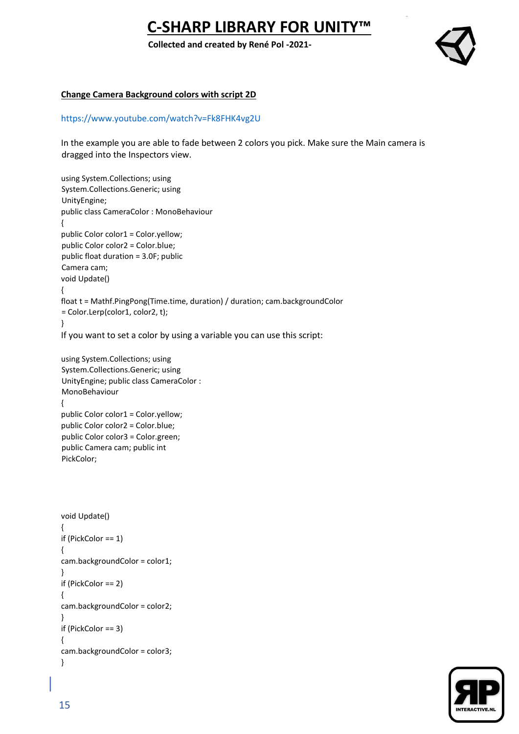#### Change Camera Background colors with script 2D

https://www.youtube.com/watch?v=Fk8FHK4vg2U

In the example you are able to fade between 2 colors you pick. Make sure the Main camera is dragged into the Inspectors view.

```
using System.Collections; using
System.Collections.Generic; using
UnityEngine;
public class CameraColor : MonoBehaviour
{
public Color color1 = Color.yellow;
public Color color2 = Color.blue;
public float duration = 3.0F; public
Camera cam;
void Update()
{
float t = Mathf.PingPong(Time.time, duration) / duration; cam.backgroundColor
= Color.Lerp(color1, color2, t);
}
```

If you want to set a color by using a variable you can use this script:

```
using System.Collections; using
System.Collections.Generic; using
UnityEngine; public class CameraColor :
MonoBehaviour
{
public Color color1 = Color.yellow;
public Color color2 = Color.blue;
public Color color3 = Color.green;
public Camera cam; public int
PickColor;



void Update()
{
if (PickColor == 1)
{
cam.backgroundColor = color1;
}
if (PickColor == 2)
{
cam.backgroundColor = color2;
}
if (PickColor == 3)
{
cam.backgroundColor = color3;
}
```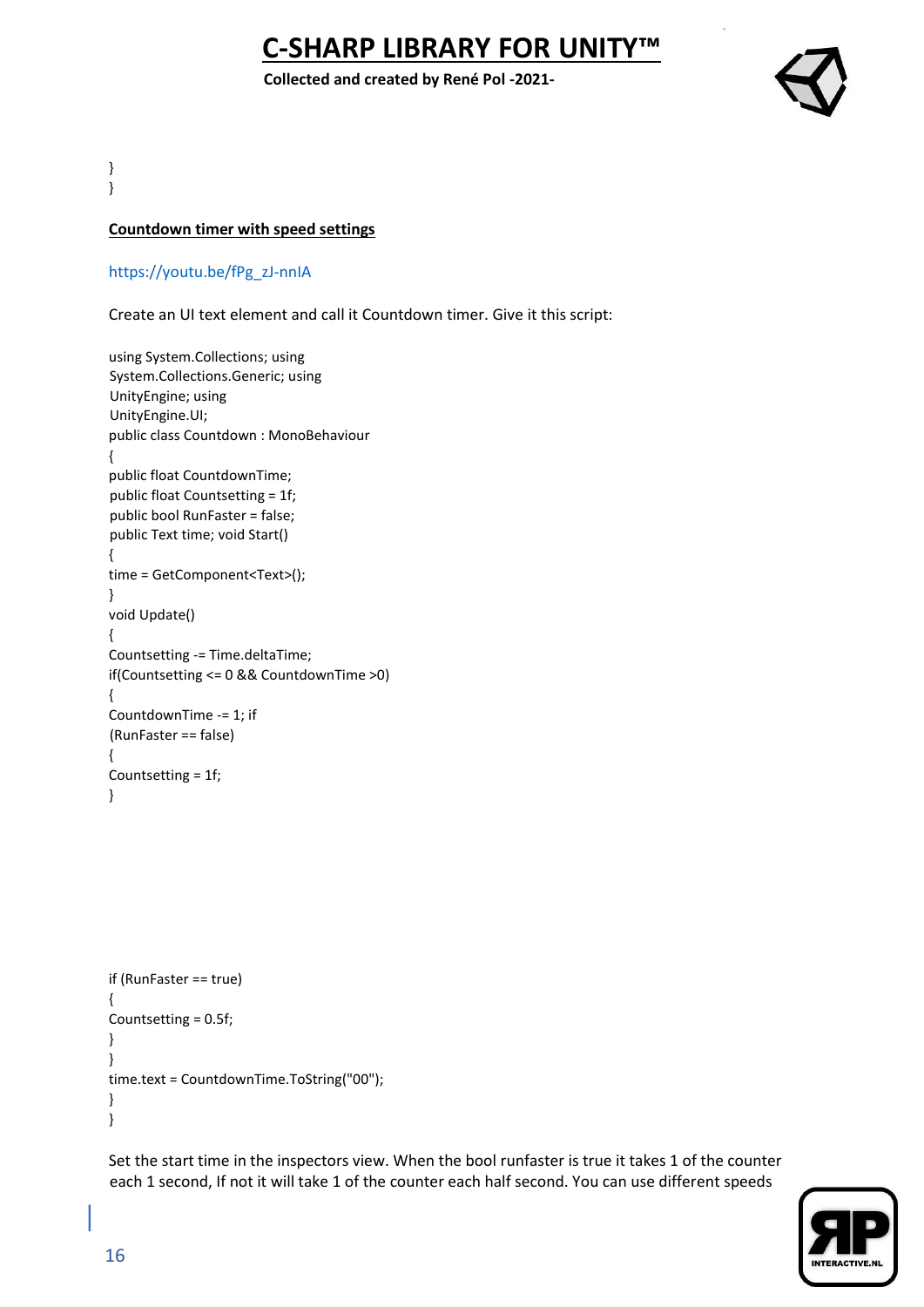```
}
}
```

**Countdown timer with speed settings**

https://youtu.be/fPg_zJ-nnIA

Create an UI text element and call it Countdown timer. Give it this script:

```
using System.Collections; using
System.Collections.Generic; using
UnityEngine; using
UnityEngine.UI;
public class Countdown : MonoBehaviour
{
public float CountdownTime;
public float Countsetting = 1f;
public bool RunFaster = false;
public Text time; void Start()
{
time = GetComponent<Text>();
}
void Update()
{
Countsetting -= Time.deltaTime;
if(Countsetting <= 0 && CountdownTime >0)
{
CountdownTime -= 1; if
(RunFaster == false)
{
Countsetting = 1f;
}
if (RunFaster == true)
{
Countsetting = 0.5f;
}
}
time.text = CountdownTime.ToString("00");
}
}
```

Set the start time in the inspectors view. When the bool runfaster is true it takes 1 of the counter each 1 second, If not it will take 1 of the counter each half second. You can use different speeds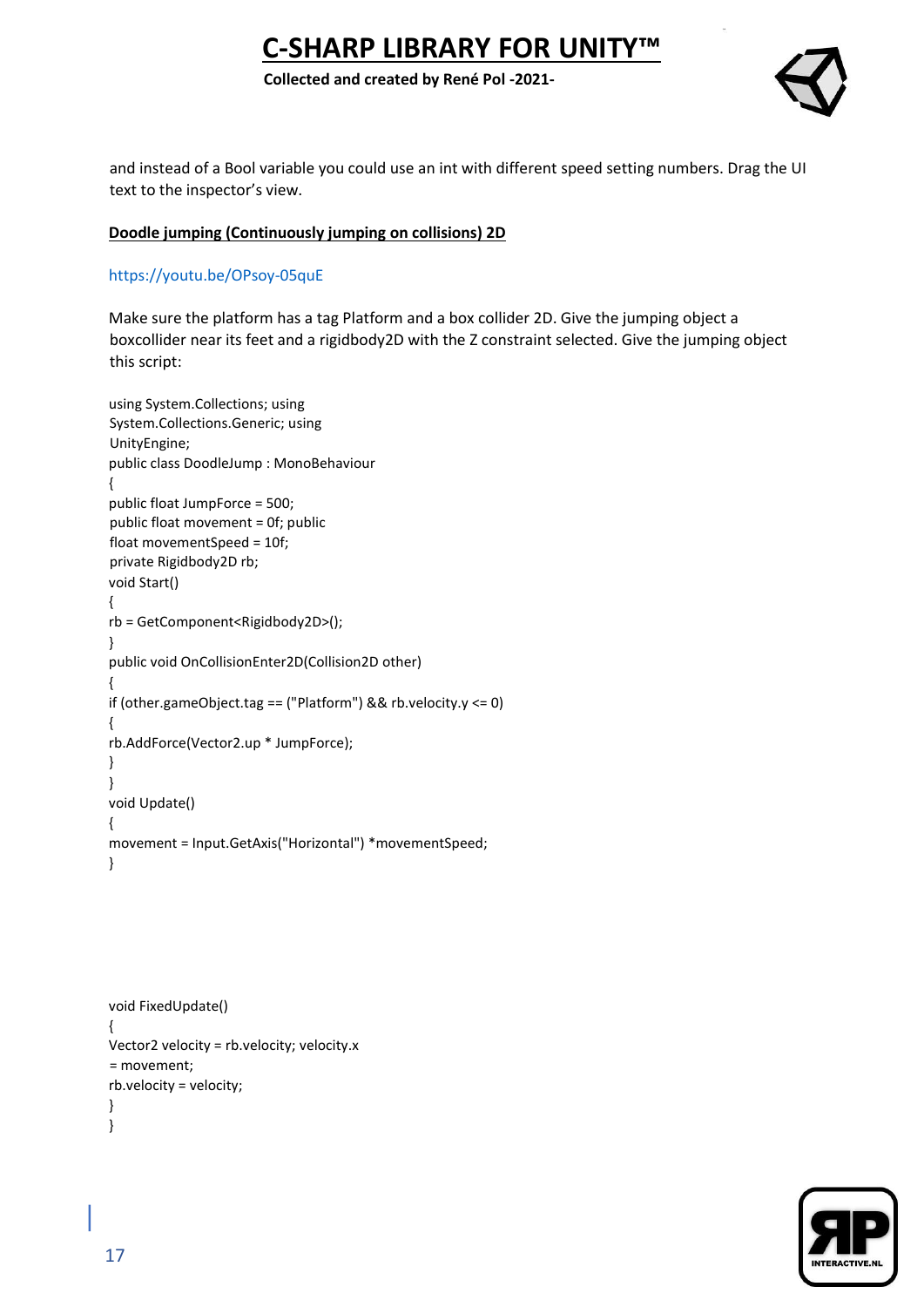and instead of a Bool variable you could use an int with different speed setting numbers. Drag the UI text to the inspector's view.

**Doodle jumping (Continuously jumping on collisions) 2D**

https://youtu.be/OPsoy-05quE

Make sure the platform has a tag Platform and a box collider 2D. Give the jumping object a boxcollider near its feet and a rigidbody2D with the Z constraint selected. Give the jumping object this script:

```
using System.Collections; using
System.Collections.Generic; using
UnityEngine;
public class DoodleJump : MonoBehaviour
{
public float JumpForce = 500;
public float movement = 0f; public
float movementSpeed = 10f;
private Rigidbody2D rb;
void Start()
{
rb = GetComponent<Rigidbody2D>();
}
public void OnCollisionEnter2D(Collision2D other)
{
if (other.gameObject.tag == ("Platform") && rb.velocity.y <= 0)
{
rb.AddForce(Vector2.up * JumpForce);
}
}
void Update()
{
movement = Input.GetAxis("Horizontal") *movementSpeed;
}
```

```
void FixedUpdate()
{
Vector2 velocity = rb.velocity; velocity.x
= movement;
rb.velocity = velocity;
}
}
```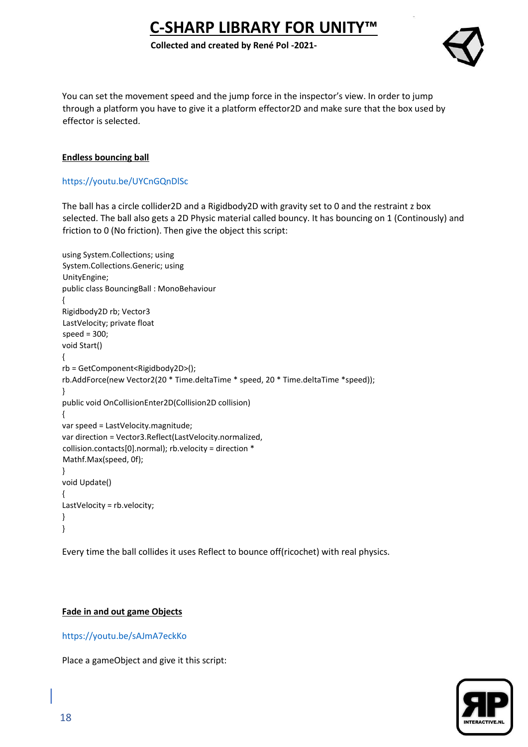You can set the movement speed and the jump force in the inspector's view. In order to jump through a platform you have to give it a platform effector2D and make sure that the box used by effector is selected.

**Endless bouncing ball**

https://youtu.be/UYCnGQnDlSc

The ball has a circle collider2D and a Rigidbody2D with gravity set to 0 and the restraint z box selected. The ball also gets a 2D Physic material called bouncy. It has bouncing on 1 (Continously) and friction to 0 (No friction). Then give the object this script:

```
using System.Collections; using
System.Collections.Generic; using
UnityEngine;
public class BouncingBall : MonoBehaviour
{
Rigidbody2D rb; Vector3
LastVelocity; private float
speed = 300;
void Start()
{
rb = GetComponent<Rigidbody2D>();
rb.AddForce(new Vector2(20 * Time.deltaTime * speed, 20 * Time.deltaTime *speed));
}
public void OnCollisionEnter2D(Collision2D collision)
{
var speed = LastVelocity.magnitude;
var direction = Vector3.Reflect(LastVelocity.normalized,
collision.contacts[0].normal); rb.velocity = direction *
Mathf.Max(speed, 0f);
}
void Update()
{
LastVelocity = rb.velocity;
}
}
```

Every time the ball collides it uses Reflect to bounce off(ricochet) with real physics.

**Fade in and out game Objects**

https://youtu.be/sAJmA7eckKo

Place a gameObject and give it this script: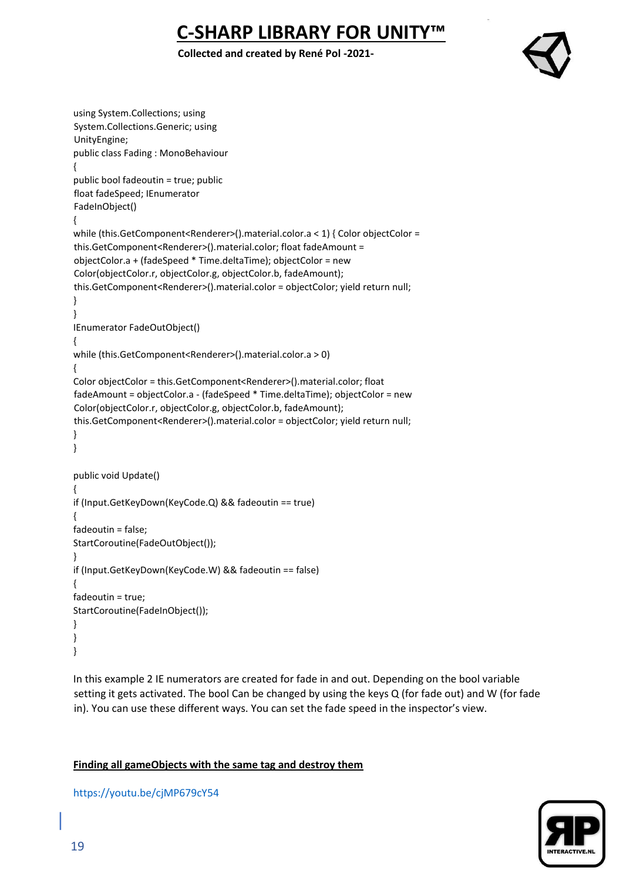```
using System.Collections; using
System.Collections.Generic; using
UnityEngine;
public class Fading : MonoBehaviour
{
public bool fadeoutin = true; public
float fadeSpeed; IEnumerator
FadeInObject()
{
while (this.GetComponent<Renderer>().material.color.a < 1) { Color objectColor =
this.GetComponent<Renderer>().material.color; float fadeAmount =
objectColor.a + (fadeSpeed * Time.deltaTime); objectColor = new
Color(objectColor.r, objectColor.g, objectColor.b, fadeAmount);
this.GetComponent<Renderer>().material.color = objectColor; yield return null;
}
}
IEnumerator FadeOutObject()
{
while (this.GetComponent<Renderer>().material.color.a > 0)
{
Color objectColor = this.GetComponent<Renderer>().material.color; float
fadeAmount = objectColor.a - (fadeSpeed * Time.deltaTime); objectColor = new
Color(objectColor.r, objectColor.g, objectColor.b, fadeAmount);
this.GetComponent<Renderer>().material.color = objectColor; yield return null;
}
}

public void Update()
{
if (Input.GetKeyDown(KeyCode.Q) && fadeoutin == true)
{
fadeoutin = false;
StartCoroutine(FadeOutObject());
}
if (Input.GetKeyDown(KeyCode.W) && fadeoutin == false)
{
fadeoutin = true;
StartCoroutine(FadeInObject());
}
}
}
```

In this example 2 IE numerators are created for fade in and out. Depending on the bool variable setting it gets activated. The bool Can be changed by using the keys Q (for fade out) and W (for fade in). You can use these different ways. You can set the fade speed in the inspector's view.

**Finding all gameObjects with the same tag and destroy them**

https://youtu.be/cjMP679cY54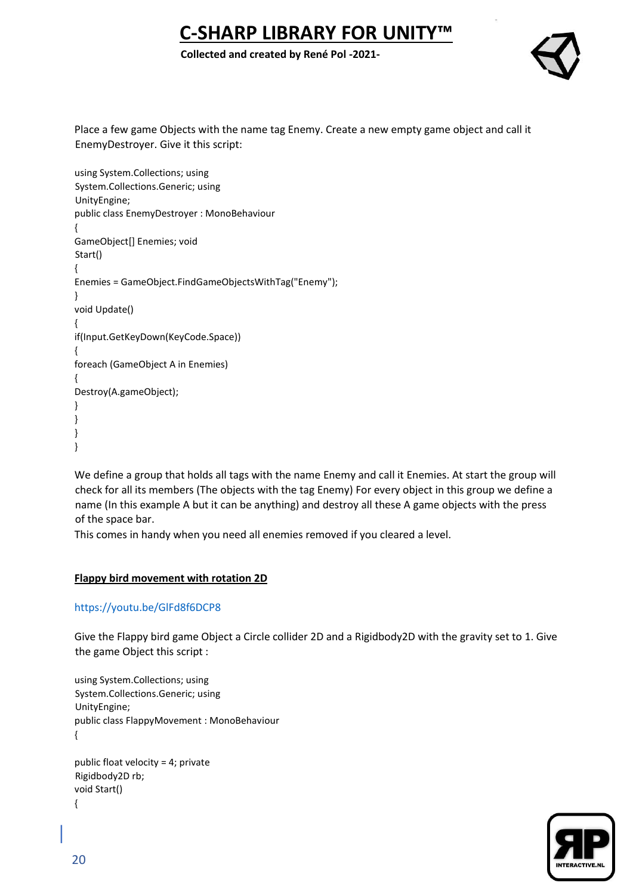Place a few game Objects with the name tag Enemy. Create a new empty game object and call it EnemyDestroyer. Give it this script:

```
using System.Collections; using
System.Collections.Generic; using
UnityEngine;
public class EnemyDestroyer : MonoBehaviour
{
GameObject[] Enemies; void
Start()
{
Enemies = GameObject.FindGameObjectsWithTag("Enemy");
}
void Update()
{
if(Input.GetKeyDown(KeyCode.Space))
{
foreach (GameObject A in Enemies)
{
Destroy(A.gameObject);
}
}
}
}
```

We define a group that holds all tags with the name Enemy and call it Enemies. At start the group will check for all its members (The objects with the tag Enemy) For every object in this group we define a name (In this example A but it can be anything) and destroy all these A game objects with the press of the space bar.
This comes in handy when you need all enemies removed if you cleared a level.

**Flappy bird movement with rotation 2D**

https://youtu.be/GlFd8f6DCP8

Give the Flappy bird game Object a Circle collider 2D and a Rigidbody2D with the gravity set to 1. Give the game Object this script :

```
using System.Collections; using
System.Collections.Generic; using
UnityEngine;
public class FlappyMovement : MonoBehaviour
{

public float velocity = 4; private
Rigidbody2D rb;
void Start()
{
```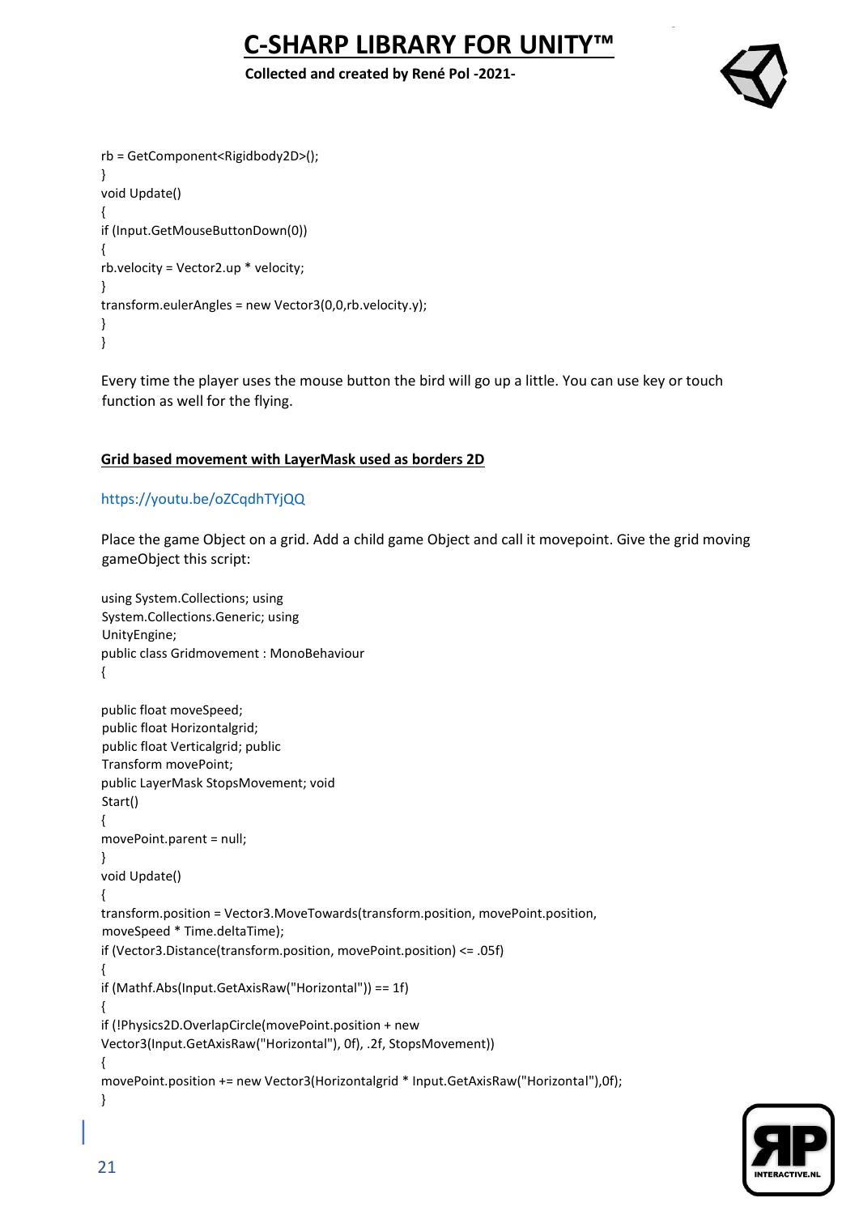```
rb = GetComponent<Rigidbody2D>();
}
void Update()
{
if (Input.GetMouseButtonDown(0))
{
rb.velocity = Vector2.up * velocity;
}
transform.eulerAngles = new Vector3(0,0,rb.velocity.y);
}
}
```

Every time the player uses the mouse button the bird will go up a little. You can use key or touch function as well for the flying.

## Grid based movement with LayerMask used as borders 2D

https://youtu.be/oZCqdhTYjQQ

Place the game Object on a grid. Add a child game Object and call it movepoint. Give the grid moving gameObject this script:

```
using System.Collections; using
System.Collections.Generic; using
UnityEngine;
public class Gridmovement : MonoBehaviour
{

public float moveSpeed;
public float Horizontalgrid;
public float Verticalgrid; public
Transform movePoint;
public LayerMask StopsMovement; void
Start()
{
movePoint.parent = null;
}
void Update()
{
transform.position = Vector3.MoveTowards(transform.position, movePoint.position,
moveSpeed * Time.deltaTime);
if (Vector3.Distance(transform.position, movePoint.position) <= .05f)
{
if (Mathf.Abs(Input.GetAxisRaw("Horizontal")) == 1f)
{
if (!Physics2D.OverlapCircle(movePoint.position + new
Vector3(Input.GetAxisRaw("Horizontal"), 0f), .2f, StopsMovement))
{
movePoint.position += new Vector3(Horizontalgrid * Input.GetAxisRaw("Horizontal"),0f);
}
```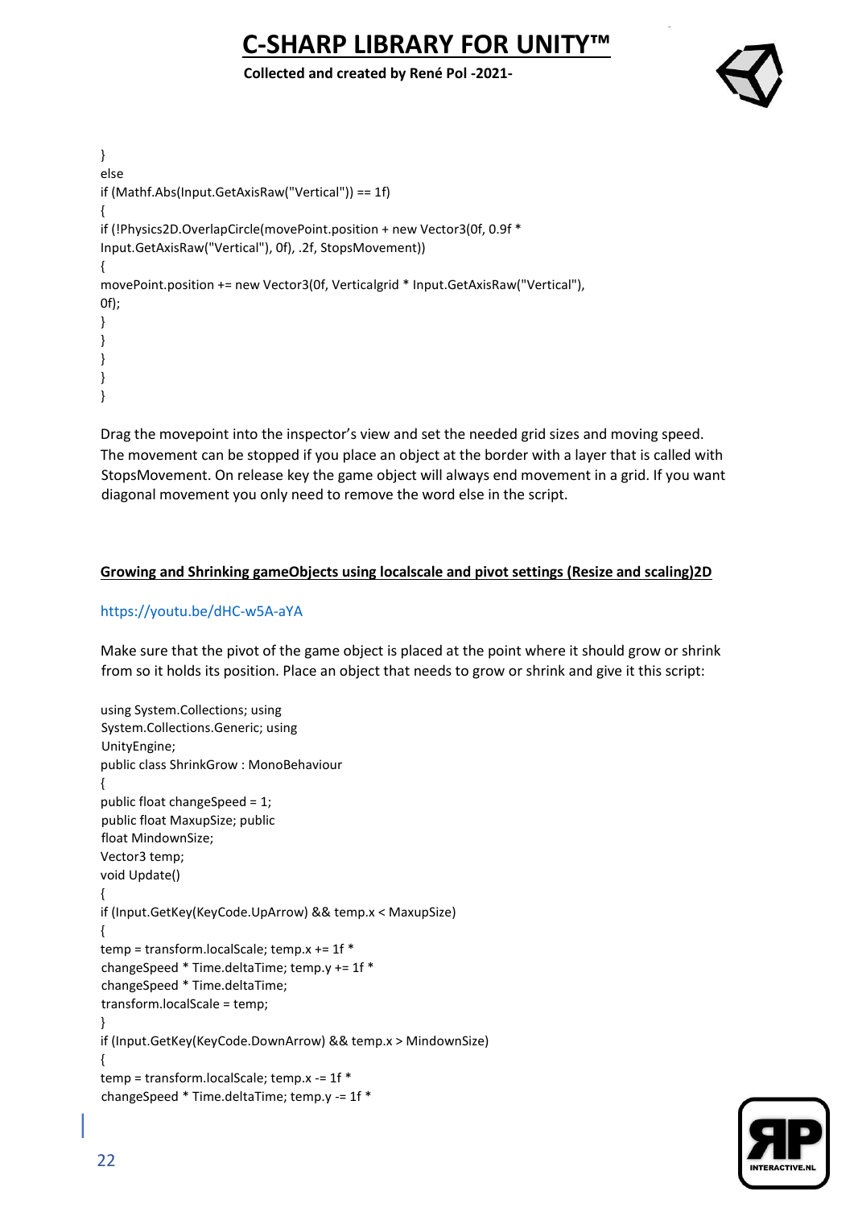```
}
else
if (Mathf.Abs(Input.GetAxisRaw("Vertical")) == 1f)
{
if (!Physics2D.OverlapCircle(movePoint.position + new Vector3(0f, 0.9f *
Input.GetAxisRaw("Vertical"), 0f), .2f, StopsMovement))
{
movePoint.position += new Vector3(0f, Verticalgrid * Input.GetAxisRaw("Vertical"),
0f);
}
}
}
}
}
```

Drag the movepoint into the inspector's view and set the needed grid sizes and moving speed. The movement can be stopped if you place an object at the border with a layer that is called with StopsMovement. On release key the game object will always end movement in a grid. If you want diagonal movement you only need to remove the word else in the script.

## Growing and Shrinking gameObjects using localscale and pivot settings (Resize and scaling)2D

https://youtu.be/dHC-w5A-aYA

Make sure that the pivot of the game object is placed at the point where it should grow or shrink from so it holds its position. Place an object that needs to grow or shrink and give it this script:

```
using System.Collections; using
System.Collections.Generic; using
UnityEngine;
public class ShrinkGrow : MonoBehaviour
{
public float changeSpeed = 1;
public float MaxupSize; public
float MindownSize;
Vector3 temp;
void Update()
{
if (Input.GetKey(KeyCode.UpArrow) && temp.x < MaxupSize)
{
temp = transform.localScale; temp.x += 1f *
changeSpeed * Time.deltaTime; temp.y += 1f *
changeSpeed * Time.deltaTime;
transform.localScale = temp;
}
if (Input.GetKey(KeyCode.DownArrow) && temp.x > MindownSize)
{
temp = transform.localScale; temp.x -= 1f *
changeSpeed * Time.deltaTime; temp.y -= 1f *
```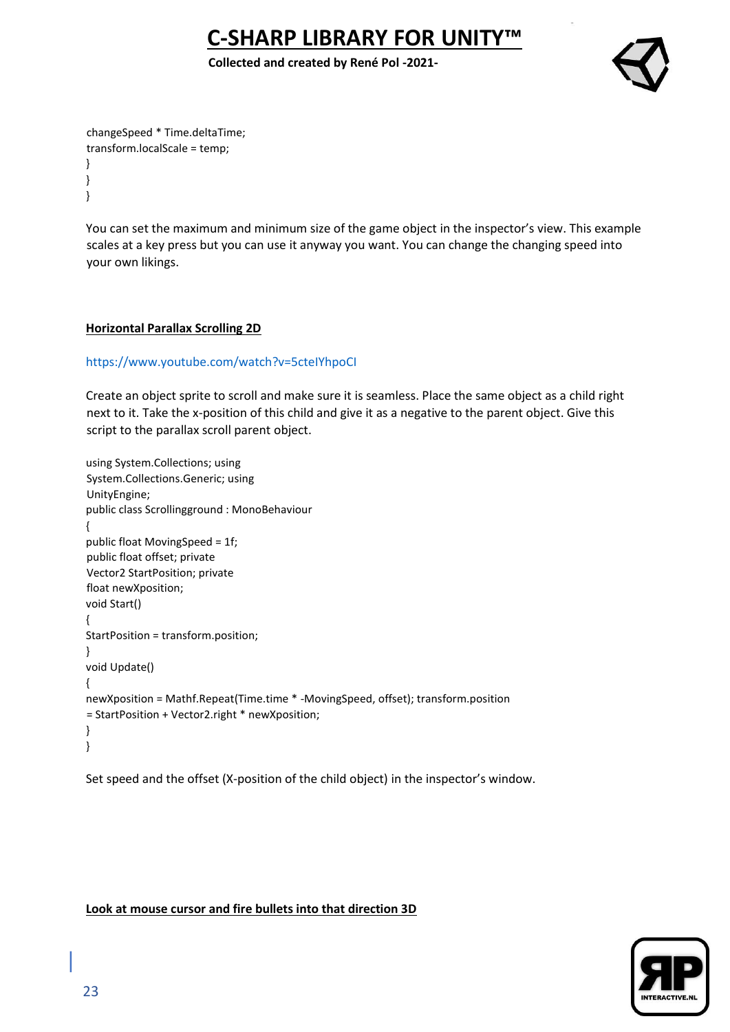```
changeSpeed * Time.deltaTime;
transform.localScale = temp;
}
}
}
```

You can set the maximum and minimum size of the game object in the inspector's view. This example scales at a key press but you can use it anyway you want. You can change the changing speed into your own likings.

**Horizontal Parallax Scrolling 2D**

https://www.youtube.com/watch?v=5ctelYhpoCI

Create an object sprite to scroll and make sure it is seamless. Place the same object as a child right next to it. Take the x-position of this child and give it as a negative to the parent object. Give this script to the parallax scroll parent object.

```
using System.Collections; using
System.Collections.Generic; using
UnityEngine;
public class Scrollingground : MonoBehaviour
{
public float MovingSpeed = 1f;
public float offset; private
Vector2 StartPosition; private
float newXposition;
void Start()
{
StartPosition = transform.position;
}
void Update()
{
newXposition = Mathf.Repeat(Time.time * -MovingSpeed, offset); transform.position
= StartPosition + Vector2.right * newXposition;
}
}
```

Set speed and the offset (X-position of the child object) in the inspector's window.

**Look at mouse cursor and fire bullets into that direction 3D**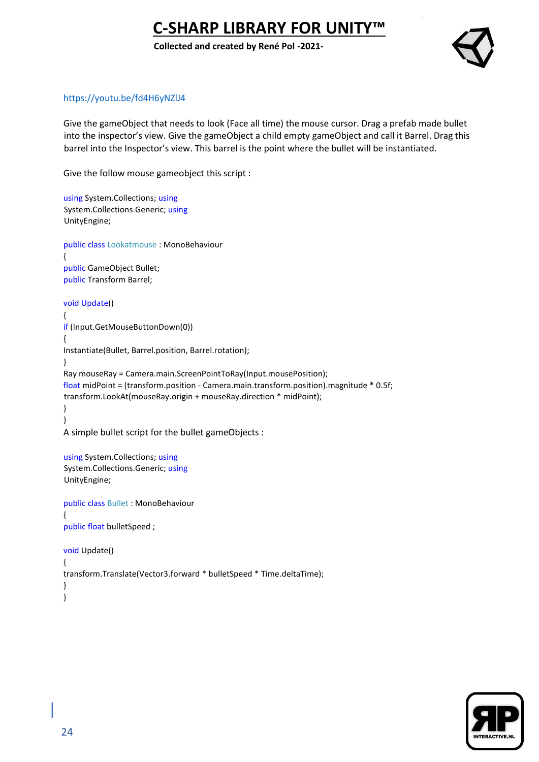https://youtu.be/fd4H6yNZlJ4

Give the gameObject that needs to look (Face all time) the mouse cursor. Drag a prefab made bullet into the inspector's view. Give the gameObject a child empty gameObject and call it Barrel. Drag this barrel into the Inspector's view. This barrel is the point where the bullet will be instantiated.

Give the follow mouse gameobject this script :

```
using System.Collections; using
System.Collections.Generic; using
UnityEngine;

public class Lookatmouse : MonoBehaviour
{
public GameObject Bullet;
public Transform Barrel;

void Update()
{
if (Input.GetMouseButtonDown(0))
{
Instantiate(Bullet, Barrel.position, Barrel.rotation);
}
Ray mouseRay = Camera.main.ScreenPointToRay(Input.mousePosition);
float midPoint = (transform.position - Camera.main.transform.position).magnitude * 0.5f;
transform.LookAt(mouseRay.origin + mouseRay.direction * midPoint);
}
}
```

A simple bullet script for the bullet gameObjects :

```
using System.Collections; using
System.Collections.Generic; using
UnityEngine;

public class Bullet : MonoBehaviour
{
public float bulletSpeed ;

void Update()
{
transform.Translate(Vector3.forward * bulletSpeed * Time.deltaTime);
}
}
```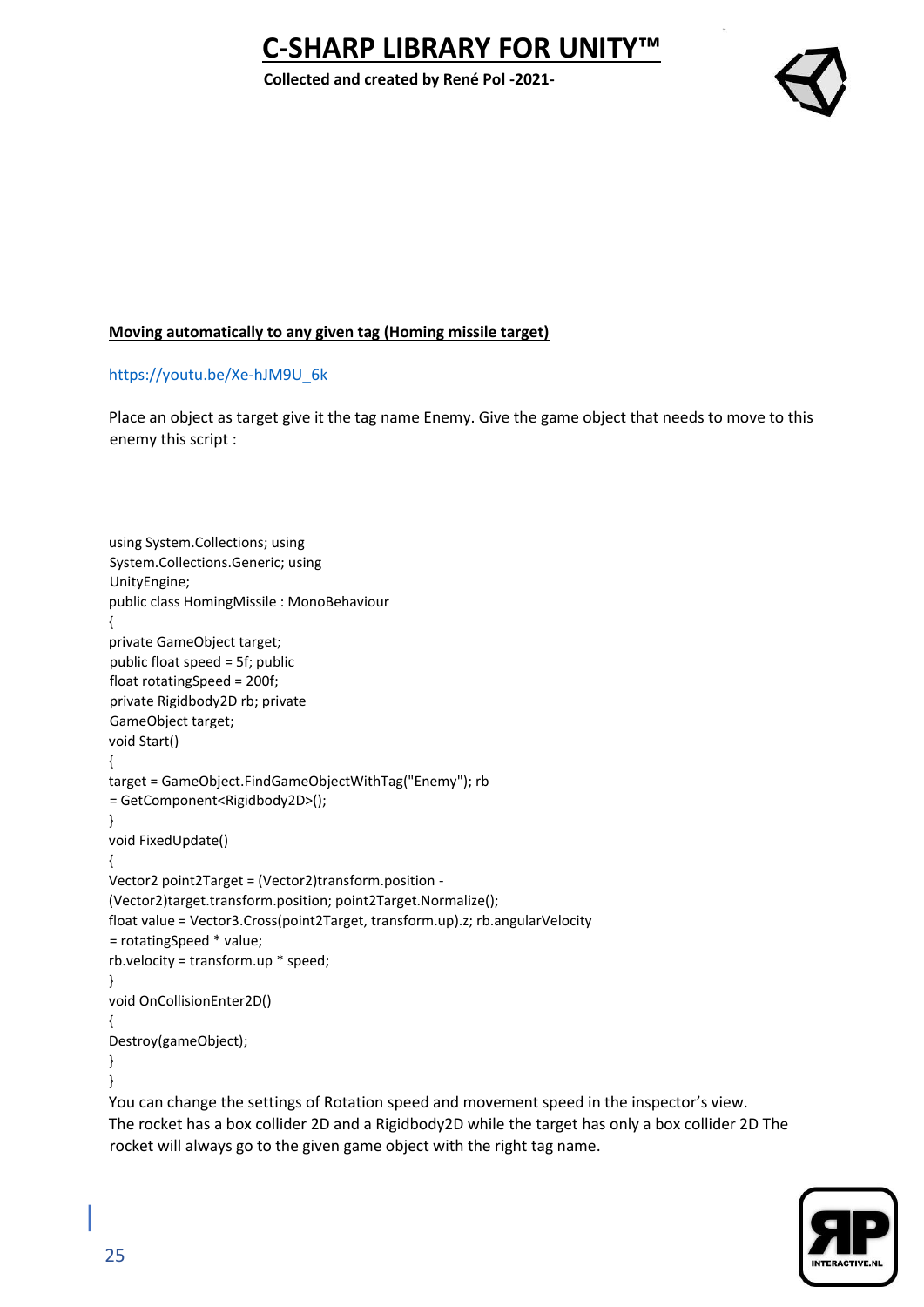**Moving automatically to any given tag (Homing missile target)**

https://youtu.be/Xe-hJM9U_6k

Place an object as target give it the tag name Enemy. Give the game object that needs to move to this enemy this script :

```
using System.Collections; using
System.Collections.Generic; using
UnityEngine;
public class HomingMissile : MonoBehaviour
{
private GameObject target;
public float speed = 5f; public
float rotatingSpeed = 200f;
private Rigidbody2D rb; private
GameObject target;
void Start()
{
target = GameObject.FindGameObjectWithTag("Enemy"); rb
= GetComponent<Rigidbody2D>();
}
void FixedUpdate()
{
Vector2 point2Target = (Vector2)transform.position -
(Vector2)target.transform.position; point2Target.Normalize();
float value = Vector3.Cross(point2Target, transform.up).z; rb.angularVelocity
= rotatingSpeed * value;
rb.velocity = transform.up * speed;
}
void OnCollisionEnter2D()
{
Destroy(gameObject);
}
}
```

You can change the settings of Rotation speed and movement speed in the inspector's view. The rocket has a box collider 2D and a Rigidbody2D while the target has only a box collider 2D The rocket will always go to the given game object with the right tag name.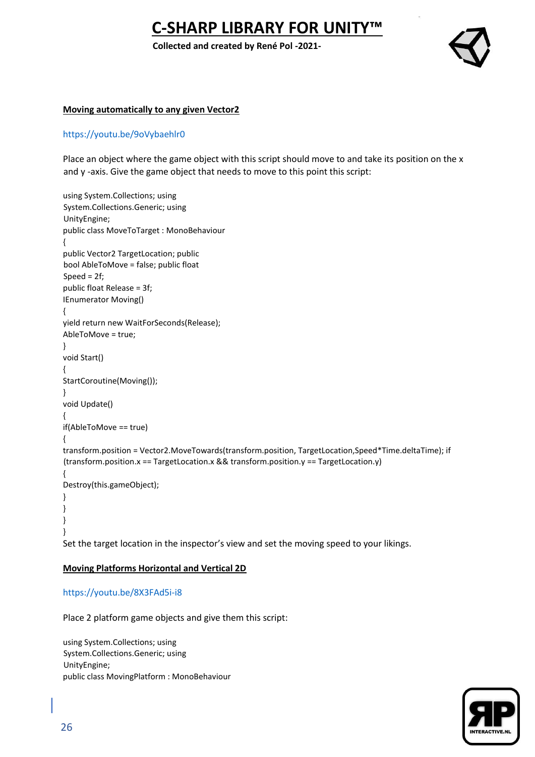### Moving automatically to any given Vector2

https://youtu.be/9oVybaehlr0

Place an object where the game object with this script should move to and take its position on the x and y -axis. Give the game object that needs to move to this point this script:

```
using System.Collections; using
System.Collections.Generic; using
UnityEngine;
public class MoveToTarget : MonoBehaviour
{
public Vector2 TargetLocation; public
bool AbleToMove = false; public float
Speed = 2f;
public float Release = 3f;
IEnumerator Moving()
{
yield return new WaitForSeconds(Release);
AbleToMove = true;
}
void Start()
{
StartCoroutine(Moving());
}
void Update()
{
if(AbleToMove == true)
{
transform.position = Vector2.MoveTowards(transform.position, TargetLocation,Speed*Time.deltaTime); if
(transform.position.x == TargetLocation.x && transform.position.y == TargetLocation.y)
{
Destroy(this.gameObject);
}
}
}
}
```

Set the target location in the inspector's view and set the moving speed to your likings.

### Moving Platforms Horizontal and Vertical 2D

https://youtu.be/8X3FAd5i-i8

Place 2 platform game objects and give them this script:

```
using System.Collections; using
System.Collections.Generic; using
UnityEngine;
public class MovingPlatform : MonoBehaviour
```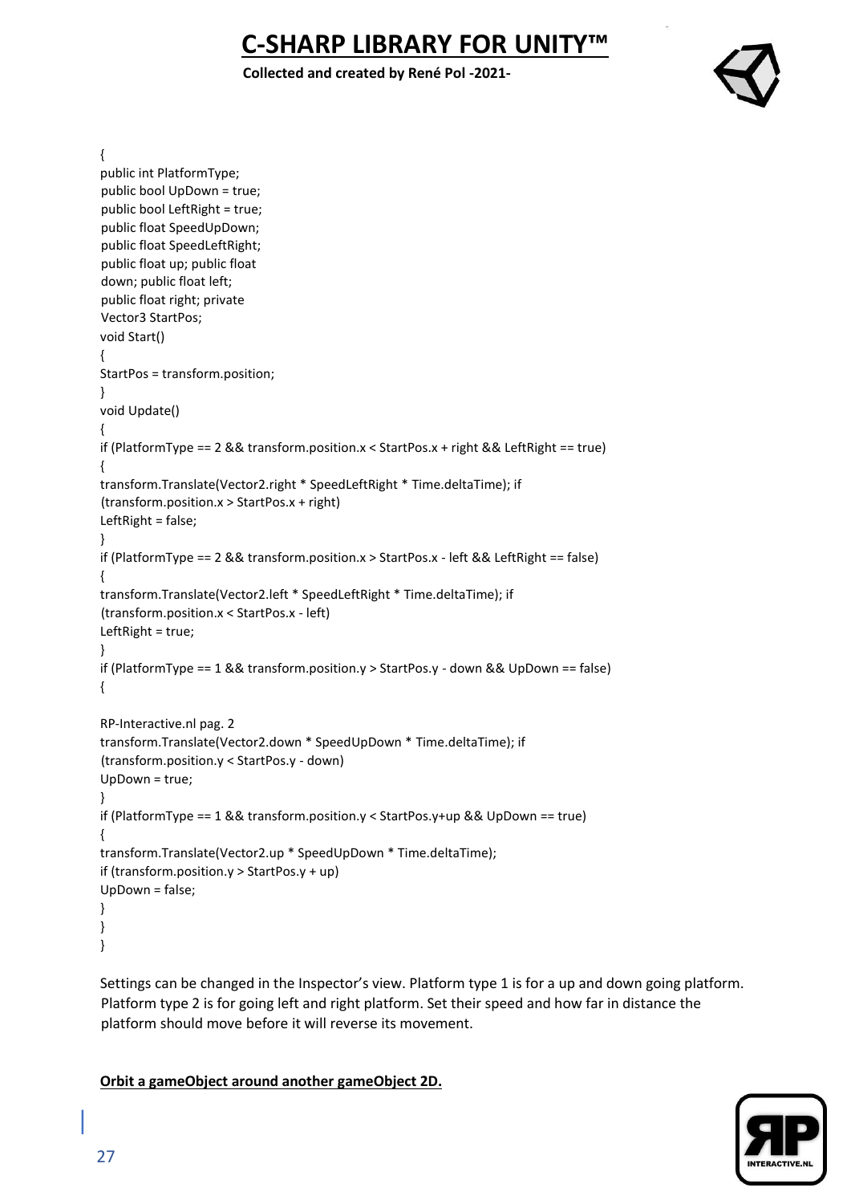```
{
public int PlatformType;
public bool UpDown = true;
public bool LeftRight = true;
public float SpeedUpDown;
public float SpeedLeftRight;
public float up; public float
down; public float left;
public float right; private
Vector3 StartPos;
void Start()
{
StartPos = transform.position;
}
void Update()
{
if (PlatformType == 2 && transform.position.x < StartPos.x + right && LeftRight == true)
{
transform.Translate(Vector2.right * SpeedLeftRight * Time.deltaTime); if
(transform.position.x > StartPos.x + right)
LeftRight = false;
}
if (PlatformType == 2 && transform.position.x > StartPos.x - left && LeftRight == false)
{
transform.Translate(Vector2.left * SpeedLeftRight * Time.deltaTime); if
(transform.position.x < StartPos.x - left)
LeftRight = true;
}
if (PlatformType == 1 && transform.position.y > StartPos.y - down && UpDown == false)
{

RP-Interactive.nl pag. 2
transform.Translate(Vector2.down * SpeedUpDown * Time.deltaTime); if
(transform.position.y < StartPos.y - down)
UpDown = true;
}
if (PlatformType == 1 && transform.position.y < StartPos.y+up && UpDown == true)
{
transform.Translate(Vector2.up * SpeedUpDown * Time.deltaTime);
if (transform.position.y > StartPos.y + up)
UpDown = false;
}
}
}
```

Settings can be changed in the Inspector's view. Platform type 1 is for a up and down going platform. Platform type 2 is for going left and right platform. Set their speed and how far in distance the platform should move before it will reverse its movement.

**Orbit a gameObject around another gameObject 2D.**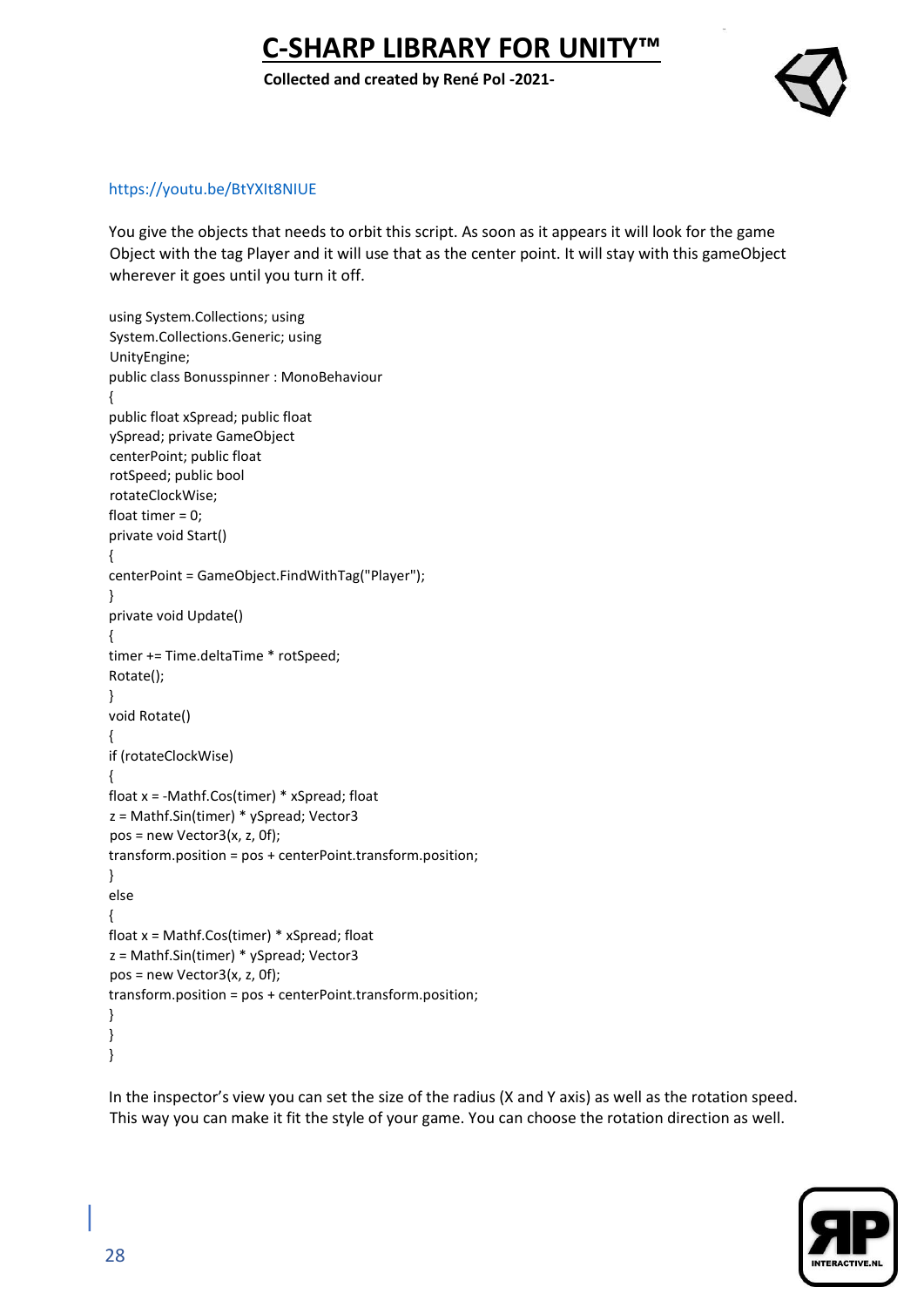https://youtu.be/BtYXIt8NIUE

You give the objects that needs to orbit this script. As soon as it appears it will look for the game Object with the tag Player and it will use that as the center point. It will stay with this gameObject wherever it goes until you turn it off.

```
using System.Collections; using
System.Collections.Generic; using
UnityEngine;
public class Bonusspinner : MonoBehaviour
{
public float xSpread; public float
ySpread; private GameObject
centerPoint; public float
rotSpeed; public bool
rotateClockWise;
float timer = 0;
private void Start()
{
centerPoint = GameObject.FindWithTag("Player");
}
private void Update()
{
timer += Time.deltaTime * rotSpeed;
Rotate();
}
void Rotate()
{
if (rotateClockWise)
{
float x = -Mathf.Cos(timer) * xSpread; float
z = Mathf.Sin(timer) * ySpread; Vector3
pos = new Vector3(x, z, 0f);
transform.position = pos + centerPoint.transform.position;
}
else
{
float x = Mathf.Cos(timer) * xSpread; float
z = Mathf.Sin(timer) * ySpread; Vector3
pos = new Vector3(x, z, 0f);
transform.position = pos + centerPoint.transform.position;
}
}
}
```

In the inspector's view you can set the size of the radius (X and Y axis) as well as the rotation speed. This way you can make it fit the style of your game. You can choose the rotation direction as well.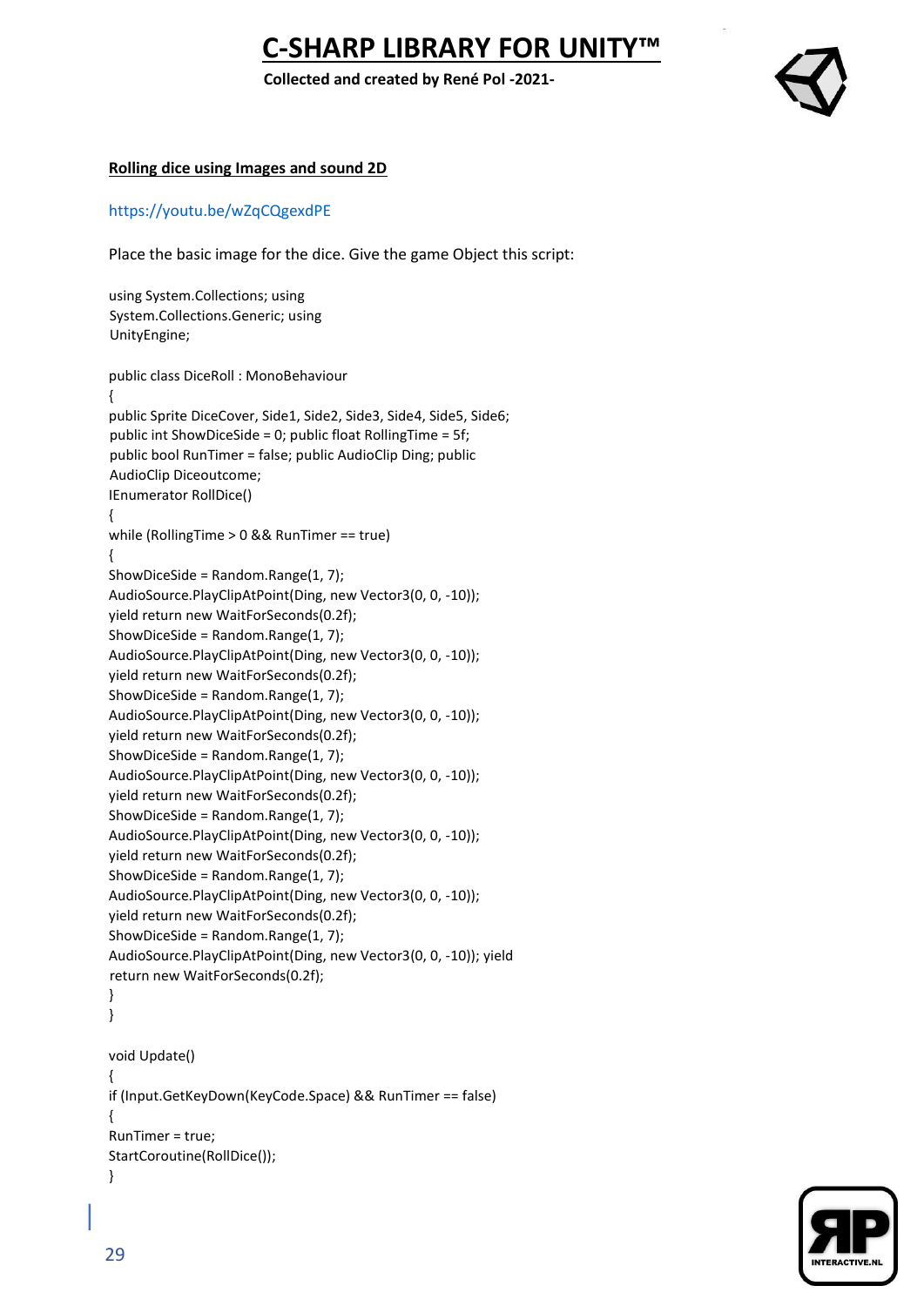**Rolling dice using Images and sound 2D**

https://youtu.be/wZqCQgexdPE

Place the basic image for the dice. Give the game Object this script:

```
using System.Collections; using
System.Collections.Generic; using
UnityEngine;

public class DiceRoll : MonoBehaviour
{
public Sprite DiceCover, Side1, Side2, Side3, Side4, Side5, Side6;
public int ShowDiceSide = 0; public float RollingTime = 5f;
public bool RunTimer = false; public AudioClip Ding; public
AudioClip Diceoutcome;
IEnumerator RollDice()
{
while (RollingTime > 0 && RunTimer == true)
{
ShowDiceSide = Random.Range(1, 7);
AudioSource.PlayClipAtPoint(Ding, new Vector3(0, 0, -10));
yield return new WaitForSeconds(0.2f);
ShowDiceSide = Random.Range(1, 7);
AudioSource.PlayClipAtPoint(Ding, new Vector3(0, 0, -10));
yield return new WaitForSeconds(0.2f);
ShowDiceSide = Random.Range(1, 7);
AudioSource.PlayClipAtPoint(Ding, new Vector3(0, 0, -10));
yield return new WaitForSeconds(0.2f);
ShowDiceSide = Random.Range(1, 7);
AudioSource.PlayClipAtPoint(Ding, new Vector3(0, 0, -10));
yield return new WaitForSeconds(0.2f);
ShowDiceSide = Random.Range(1, 7);
AudioSource.PlayClipAtPoint(Ding, new Vector3(0, 0, -10));
yield return new WaitForSeconds(0.2f);
ShowDiceSide = Random.Range(1, 7);
AudioSource.PlayClipAtPoint(Ding, new Vector3(0, 0, -10));
yield return new WaitForSeconds(0.2f);
ShowDiceSide = Random.Range(1, 7);
AudioSource.PlayClipAtPoint(Ding, new Vector3(0, 0, -10)); yield
return new WaitForSeconds(0.2f);
}
}

void Update()
{
if (Input.GetKeyDown(KeyCode.Space) && RunTimer == false)
{
RunTimer = true;
StartCoroutine(RollDice());
}
```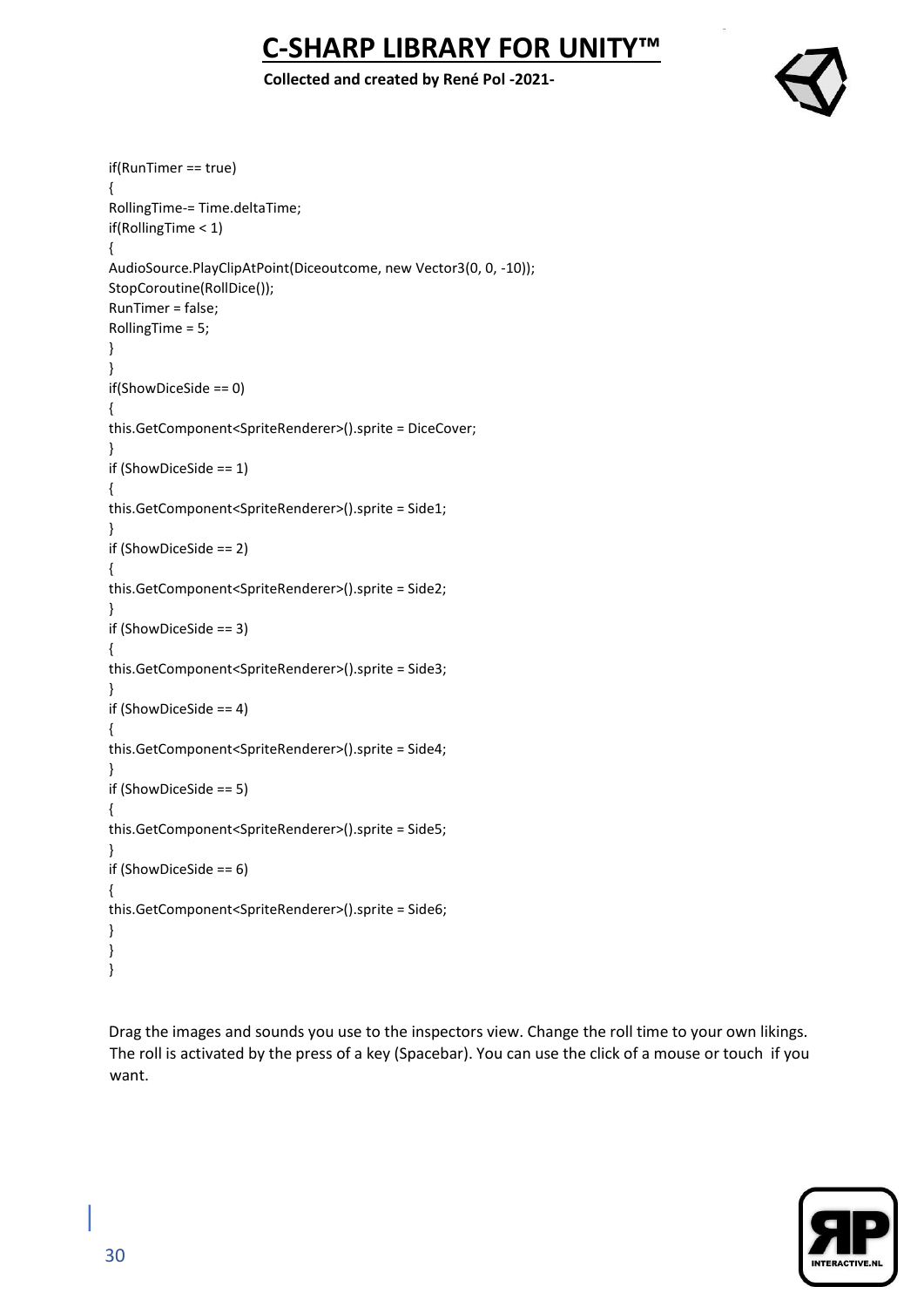```
if(RunTimer == true)
{
RollingTime-= Time.deltaTime;
if(RollingTime < 1)
{
AudioSource.PlayClipAtPoint(Diceoutcome, new Vector3(0, 0, -10));
StopCoroutine(RollDice());
RunTimer = false;
RollingTime = 5;
}
}
if(ShowDiceSide == 0)
{
this.GetComponent<SpriteRenderer>().sprite = DiceCover;
}
if (ShowDiceSide == 1)
{
this.GetComponent<SpriteRenderer>().sprite = Side1;
}
if (ShowDiceSide == 2)
{
this.GetComponent<SpriteRenderer>().sprite = Side2;
}
if (ShowDiceSide == 3)
{
this.GetComponent<SpriteRenderer>().sprite = Side3;
}
if (ShowDiceSide == 4)
{
this.GetComponent<SpriteRenderer>().sprite = Side4;
}
if (ShowDiceSide == 5)
{
this.GetComponent<SpriteRenderer>().sprite = Side5;
}
if (ShowDiceSide == 6)
{
this.GetComponent<SpriteRenderer>().sprite = Side6;
}
}
}
```

Drag the images and sounds you use to the inspectors view. Change the roll time to your own likings. The roll is activated by the press of a key (Spacebar). You can use the click of a mouse or touch if you want.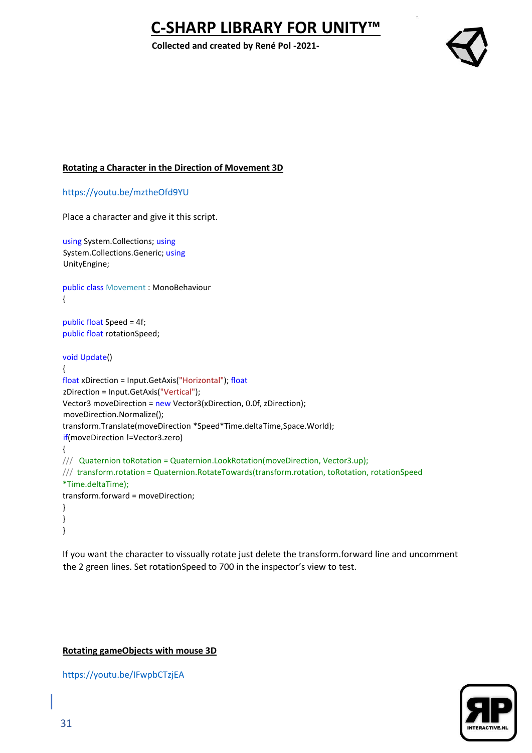### Rotating a Character in the Direction of Movement 3D

https://youtu.be/mztheOfd9YU

Place a character and give it this script.

```
using System.Collections; using
System.Collections.Generic; using
UnityEngine;

public class Movement : MonoBehaviour
{

public float Speed = 4f;
public float rotationSpeed;

void Update()
{
float xDirection = Input.GetAxis("Horizontal"); float
zDirection = Input.GetAxis("Vertical");
Vector3 moveDirection = new Vector3(xDirection, 0.0f, zDirection);
moveDirection.Normalize();
transform.Translate(moveDirection *Speed*Time.deltaTime,Space.World);
if(moveDirection !=Vector3.zero)
{
///   Quaternion toRotation = Quaternion.LookRotation(moveDirection, Vector3.up);
///  transform.rotation = Quaternion.RotateTowards(transform.rotation, toRotation, rotationSpeed
*Time.deltaTime);
transform.forward = moveDirection;
}
}
}
```

If you want the character to vissually rotate just delete the transform.forward line and uncomment the 2 green lines. Set rotationSpeed to 700 in the inspector's view to test.

### Rotating gameObjects with mouse 3D

https://youtu.be/IFwpbCTzjEA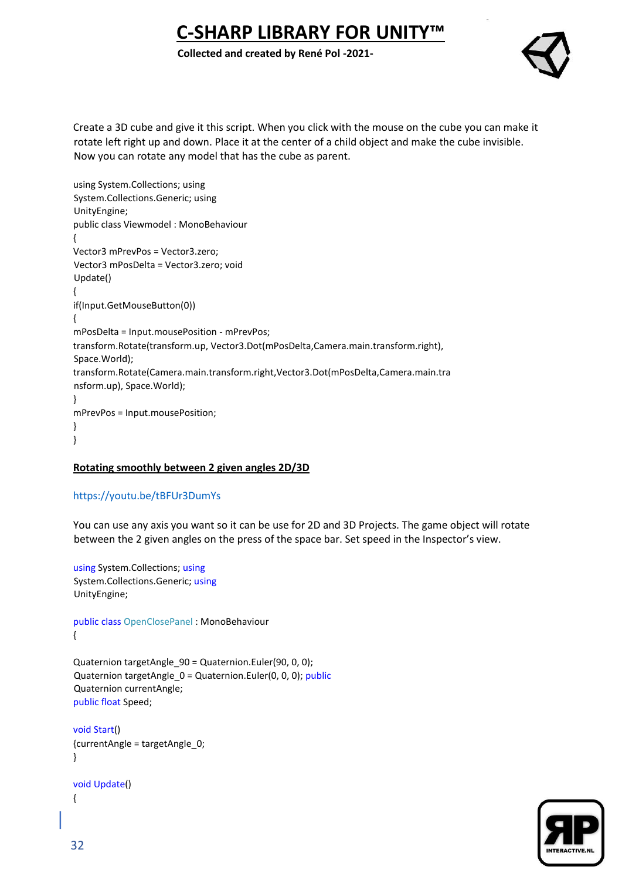Create a 3D cube and give it this script. When you click with the mouse on the cube you can make it rotate left right up and down. Place it at the center of a child object and make the cube invisible. Now you can rotate any model that has the cube as parent.

```
using System.Collections; using
System.Collections.Generic; using
UnityEngine;
public class Viewmodel : MonoBehaviour
{
Vector3 mPrevPos = Vector3.zero;
Vector3 mPosDelta = Vector3.zero; void
Update()
{
if(Input.GetMouseButton(0))
{
mPosDelta = Input.mousePosition - mPrevPos;
transform.Rotate(transform.up, Vector3.Dot(mPosDelta,Camera.main.transform.right),
Space.World);
transform.Rotate(Camera.main.transform.right,Vector3.Dot(mPosDelta,Camera.main.tra
nsform.up), Space.World);
}
mPrevPos = Input.mousePosition;
}
}
```

**Rotating smoothly between 2 given angles 2D/3D**

https://youtu.be/tBFUr3DumYs

You can use any axis you want so it can be use for 2D and 3D Projects. The game object will rotate between the 2 given angles on the press of the space bar. Set speed in the Inspector's view.

```
using System.Collections; using
System.Collections.Generic; using
UnityEngine;

public class OpenClosePanel : MonoBehaviour
{

Quaternion targetAngle_90 = Quaternion.Euler(90, 0, 0);
Quaternion targetAngle_0 = Quaternion.Euler(0, 0, 0); public
Quaternion currentAngle;
public float Speed;

void Start()
{currentAngle = targetAngle_0;
}

void Update()
{
```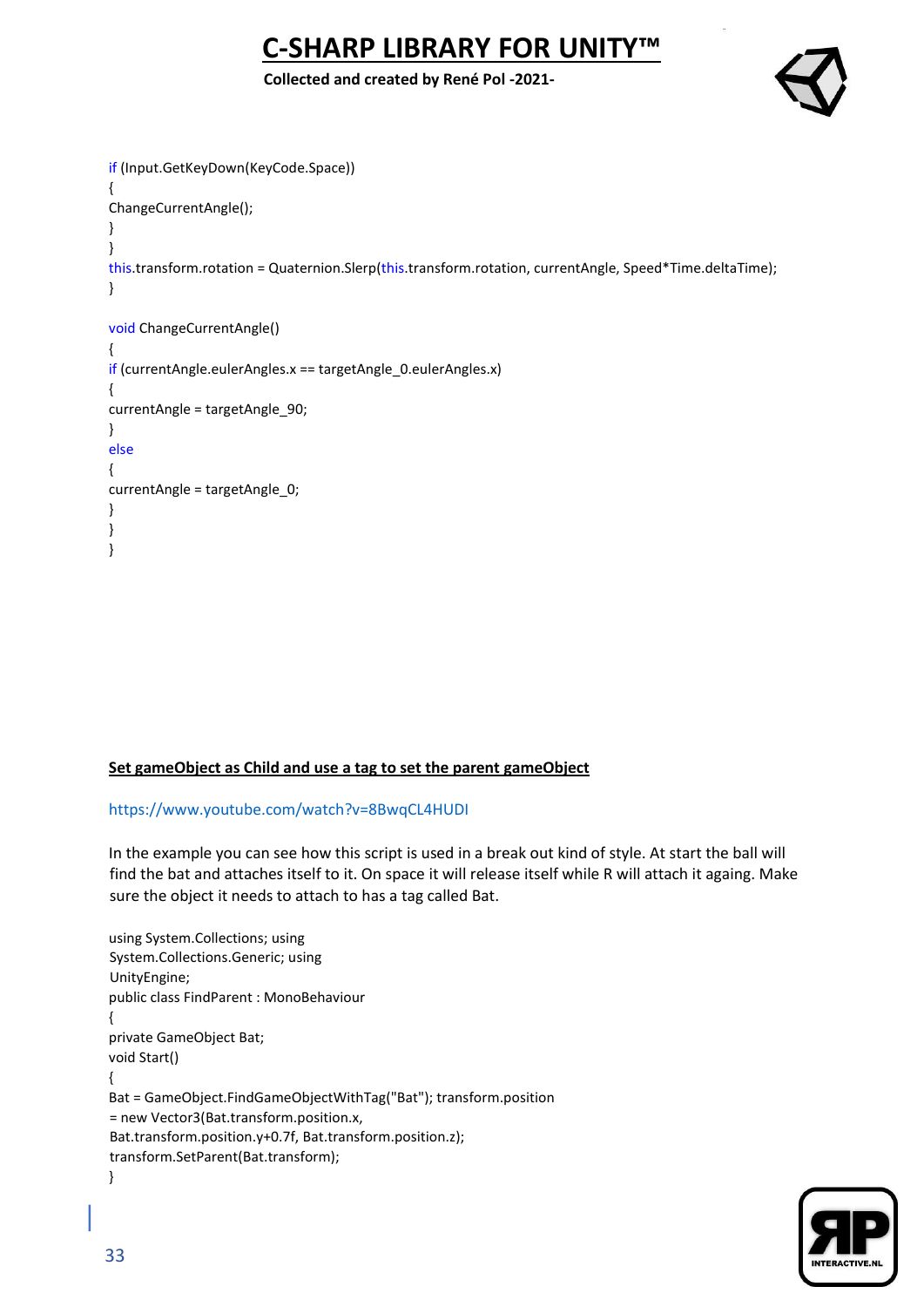```
if (Input.GetKeyDown(KeyCode.Space))
{
ChangeCurrentAngle();
}
}
this.transform.rotation = Quaternion.Slerp(this.transform.rotation, currentAngle, Speed*Time.deltaTime);
}

void ChangeCurrentAngle()
{
if (currentAngle.eulerAngles.x == targetAngle_0.eulerAngles.x)
{
currentAngle = targetAngle_90;
}
else
{
currentAngle = targetAngle_0;
}
}
}
```

**Set gameObject as Child and use a tag to set the parent gameObject**

https://www.youtube.com/watch?v=8BwqCL4HUDI

In the example you can see how this script is used in a break out kind of style. At start the ball will find the bat and attaches itself to it. On space it will release itself while R will attach it againg. Make sure the object it needs to attach to has a tag called Bat.

```
using System.Collections; using
System.Collections.Generic; using
UnityEngine;
public class FindParent : MonoBehaviour
{
private GameObject Bat;
void Start()
{
Bat = GameObject.FindGameObjectWithTag("Bat"); transform.position
= new Vector3(Bat.transform.position.x,
Bat.transform.position.y+0.7f, Bat.transform.position.z);
transform.SetParent(Bat.transform);
}
```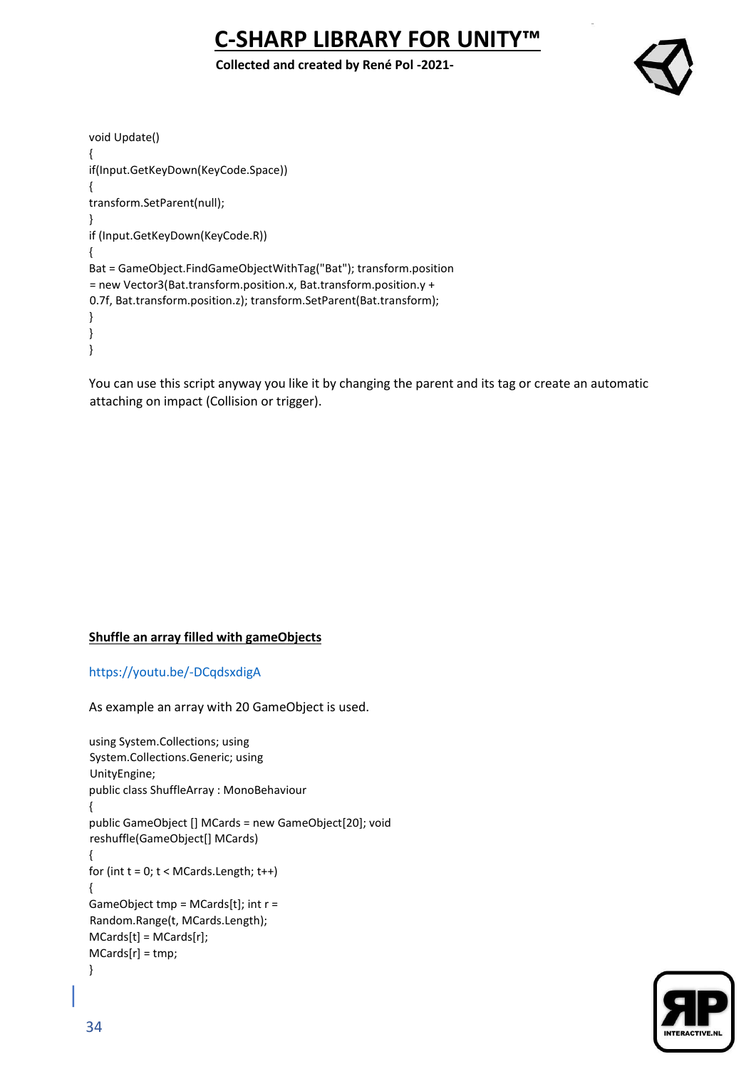```
void Update()
{
if(Input.GetKeyDown(KeyCode.Space))
{
transform.SetParent(null);
}
if (Input.GetKeyDown(KeyCode.R))
{
Bat = GameObject.FindGameObjectWithTag("Bat"); transform.position
= new Vector3(Bat.transform.position.x, Bat.transform.position.y +
0.7f, Bat.transform.position.z); transform.SetParent(Bat.transform);
}
}
}
```

You can use this script anyway you like it by changing the parent and its tag or create an automatic attaching on impact (Collision or trigger).

## Shuffle an array filled with gameObjects

https://youtu.be/-DCqdsxdigA

As example an array with 20 GameObject is used.

```
using System.Collections; using
System.Collections.Generic; using
UnityEngine;
public class ShuffleArray : MonoBehaviour
{
public GameObject [] MCards = new GameObject[20]; void
reshuffle(GameObject[] MCards)
{
for (int t = 0; t < MCards.Length; t++)
{
GameObject tmp = MCards[t]; int r =
Random.Range(t, MCards.Length);
MCards[t] = MCards[r];
MCards[r] = tmp;
}
```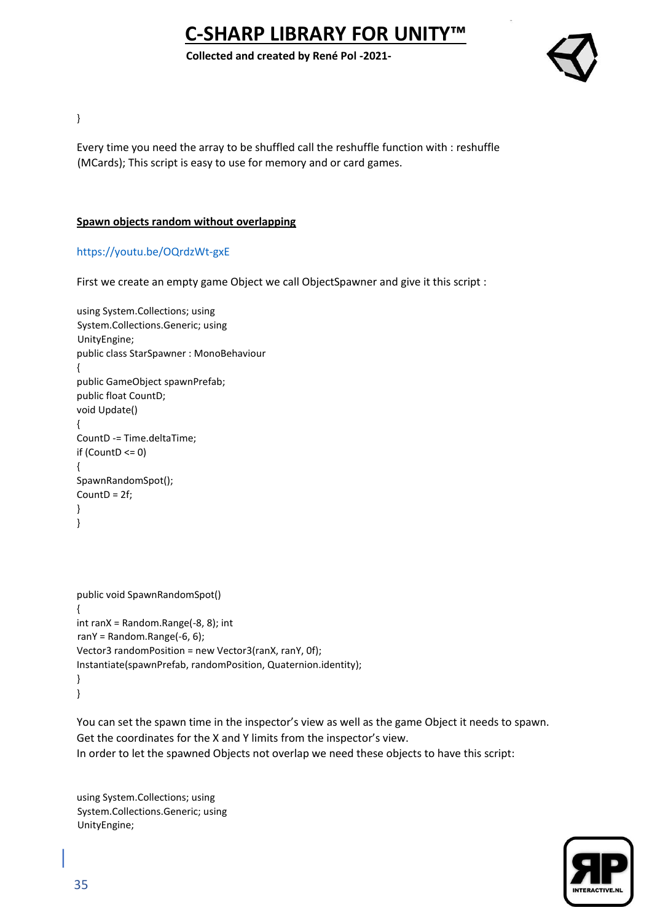```
}
```

Every time you need the array to be shuffled call the reshuffle function with : reshuffle (MCards); This script is easy to use for memory and or card games.

**Spawn objects random without overlapping**

https://youtu.be/OQrdzWt-gxE

First we create an empty game Object we call ObjectSpawner and give it this script :

```
using System.Collections; using
System.Collections.Generic; using
UnityEngine;
public class StarSpawner : MonoBehaviour
{
public GameObject spawnPrefab;
public float CountD;
void Update()
{
CountD -= Time.deltaTime;
if (CountD <= 0)
{
SpawnRandomSpot();
CountD = 2f;
}
}



public void SpawnRandomSpot()
{
int ranX = Random.Range(-8, 8); int
ranY = Random.Range(-6, 6);
Vector3 randomPosition = new Vector3(ranX, ranY, 0f);
Instantiate(spawnPrefab, randomPosition, Quaternion.identity);
}
}
```

You can set the spawn time in the inspector's view as well as the game Object it needs to spawn.
Get the coordinates for the X and Y limits from the inspector's view.
In order to let the spawned Objects not overlap we need these objects to have this script:

```
using System.Collections; using
System.Collections.Generic; using
UnityEngine;
```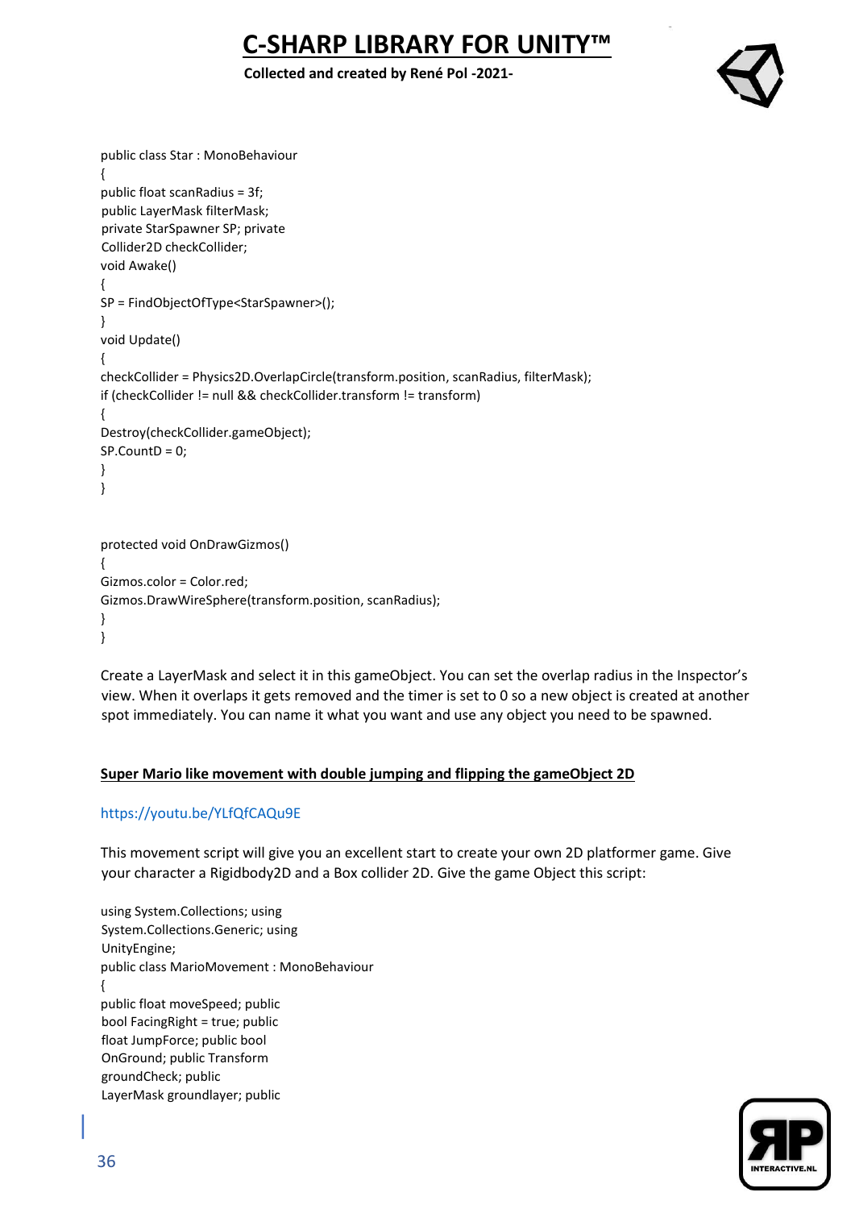```
public class Star : MonoBehaviour
{
public float scanRadius = 3f;
public LayerMask filterMask;
private StarSpawner SP; private
Collider2D checkCollider;
void Awake()
{
SP = FindObjectOfType<StarSpawner>();
}
void Update()
{
checkCollider = Physics2D.OverlapCircle(transform.position, scanRadius, filterMask);
if (checkCollider != null && checkCollider.transform != transform)
{
Destroy(checkCollider.gameObject);
SP.CountD = 0;
}
}


protected void OnDrawGizmos()
{
Gizmos.color = Color.red;
Gizmos.DrawWireSphere(transform.position, scanRadius);
}
}
```

Create a LayerMask and select it in this gameObject. You can set the overlap radius in the Inspector's view. When it overlaps it gets removed and the timer is set to 0 so a new object is created at another spot immediately. You can name it what you want and use any object you need to be spawned.

**Super Mario like movement with double jumping and flipping the gameObject 2D**

https://youtu.be/YLfQfCAQu9E

This movement script will give you an excellent start to create your own 2D platformer game. Give your character a Rigidbody2D and a Box collider 2D. Give the game Object this script:

```
using System.Collections; using
System.Collections.Generic; using
UnityEngine;
public class MarioMovement : MonoBehaviour
{
public float moveSpeed; public
bool FacingRight = true; public
float JumpForce; public bool
OnGround; public Transform
groundCheck; public
LayerMask groundlayer; public
```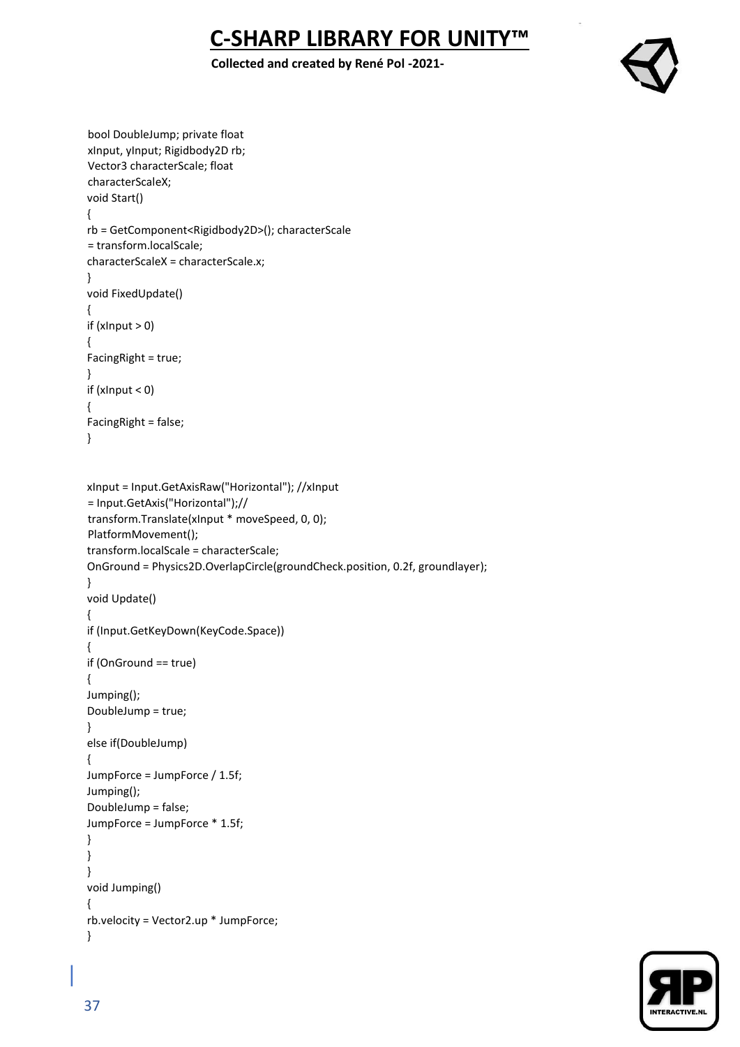```
bool DoubleJump; private float
xInput, yInput; Rigidbody2D rb;
Vector3 characterScale; float
characterScaleX;
void Start()
{
rb = GetComponent<Rigidbody2D>(); characterScale
= transform.localScale;
characterScaleX = characterScale.x;
}
void FixedUpdate()
{
if (xInput > 0)
{
FacingRight = true;
}
if (xInput < 0)
{
FacingRight = false;
}


xInput = Input.GetAxisRaw("Horizontal"); //xInput
= Input.GetAxis("Horizontal");//
transform.Translate(xInput * moveSpeed, 0, 0);
PlatformMovement();
transform.localScale = characterScale;
OnGround = Physics2D.OverlapCircle(groundCheck.position, 0.2f, groundlayer);
}
void Update()
{
if (Input.GetKeyDown(KeyCode.Space))
{
if (OnGround == true)
{
Jumping();
DoubleJump = true;
}
else if(DoubleJump)
{
JumpForce = JumpForce / 1.5f;
Jumping();
DoubleJump = false;
JumpForce = JumpForce * 1.5f;
}
}
}
void Jumping()
{
rb.velocity = Vector2.up * JumpForce;
}
```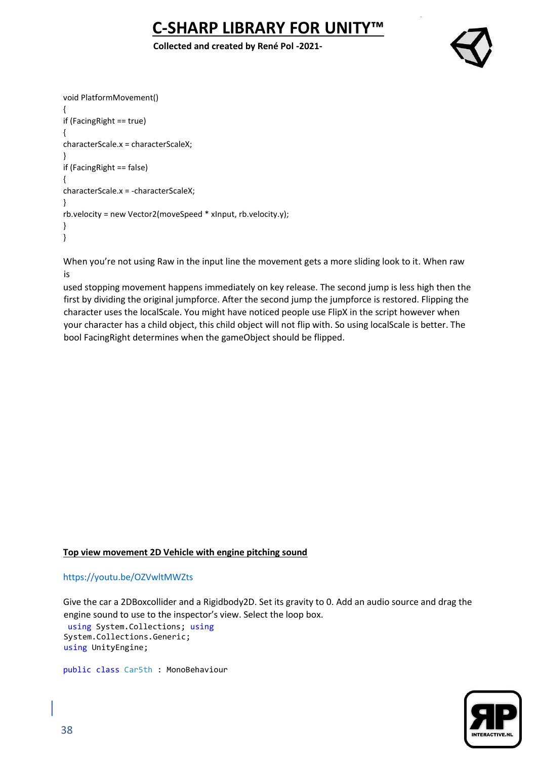```
void PlatformMovement()
{
if (FacingRight == true)
{
characterScale.x = characterScaleX;
}
if (FacingRight == false)
{
characterScale.x = -characterScaleX;
}
rb.velocity = new Vector2(moveSpeed * xInput, rb.velocity.y);
}
}
```

When you're not using Raw in the input line the movement gets a more sliding look to it. When raw is

used stopping movement happens immediately on key release. The second jump is less high then the first by dividing the original jumpforce. After the second jump the jumpforce is restored. Flipping the character uses the localScale. You might have noticed people use FlipX in the script however when your character has a child object, this child object will not flip with. So using localScale is better. The bool FacingRight determines when the gameObject should be flipped.

**Top view movement 2D Vehicle with engine pitching sound**

https://youtu.be/OZVwltMWZts

Give the car a 2DBoxcollider and a Rigidbody2D. Set its gravity to 0. Add an audio source and drag the engine sound to use to the inspector's view. Select the loop box.

```
using System.Collections; using
System.Collections.Generic;
using UnityEngine;

public class Car5th : MonoBehaviour
```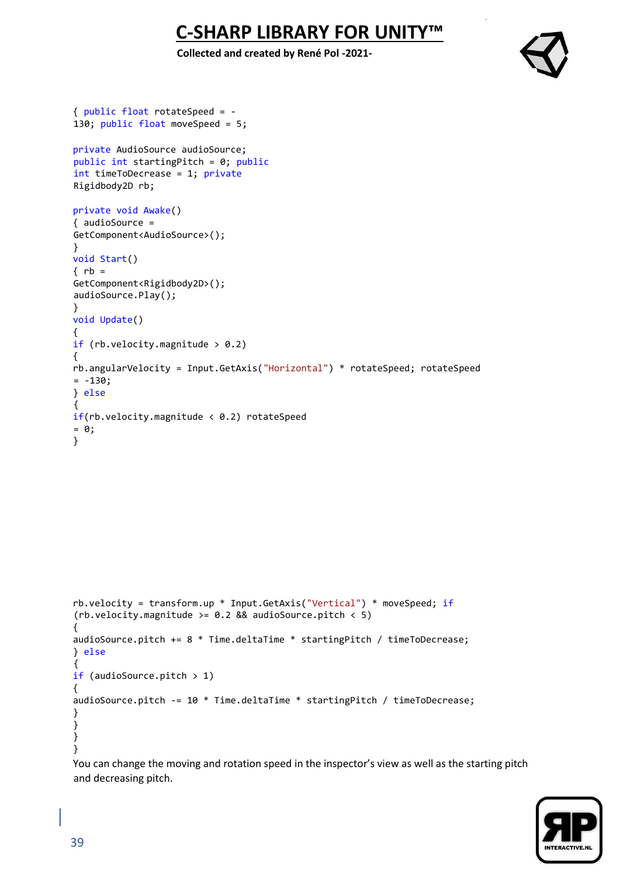```
{ public float rotateSpeed = -
130; public float moveSpeed = 5;

private AudioSource audioSource;
public int startingPitch = 0; public
int timeToDecrease = 1; private
Rigidbody2D rb;

private void Awake()
{ audioSource =
GetComponent<AudioSource>();
}
void Start()
{ rb =
GetComponent<Rigidbody2D>();
audioSource.Play();
}
void Update()
{
if (rb.velocity.magnitude > 0.2)
{
rb.angularVelocity = Input.GetAxis("Horizontal") * rotateSpeed; rotateSpeed
= -130;
} else
{
if(rb.velocity.magnitude < 0.2) rotateSpeed
= 0;
}
```

```
rb.velocity = transform.up * Input.GetAxis("Vertical") * moveSpeed; if
(rb.velocity.magnitude >= 0.2 && audioSource.pitch < 5)
{
audioSource.pitch += 8 * Time.deltaTime * startingPitch / timeToDecrease;
} else
{
if (audioSource.pitch > 1)
{
audioSource.pitch -= 10 * Time.deltaTime * startingPitch / timeToDecrease;
}
}
}
}
```

You can change the moving and rotation speed in the inspector's view as well as the starting pitch and decreasing pitch.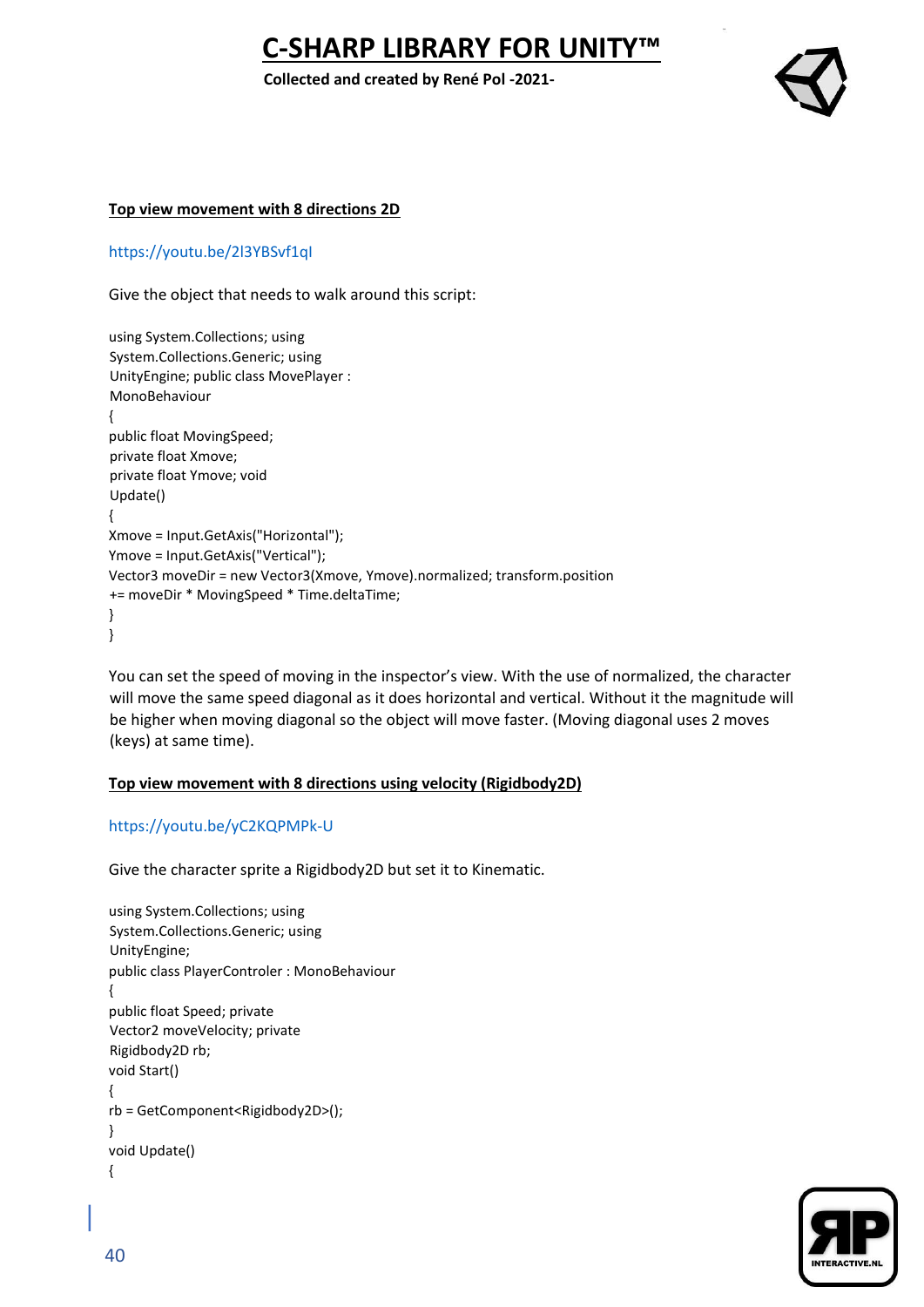### Top view movement with 8 directions 2D

https://youtu.be/2l3YBSvf1qI

Give the object that needs to walk around this script:

```
using System.Collections; using
System.Collections.Generic; using
UnityEngine; public class MovePlayer :
MonoBehaviour
{
public float MovingSpeed;
private float Xmove;
private float Ymove; void
Update()
{
Xmove = Input.GetAxis("Horizontal");
Ymove = Input.GetAxis("Vertical");
Vector3 moveDir = new Vector3(Xmove, Ymove).normalized; transform.position
+= moveDir * MovingSpeed * Time.deltaTime;
}
}
```

You can set the speed of moving in the inspector's view. With the use of normalized, the character will move the same speed diagonal as it does horizontal and vertical. Without it the magnitude will be higher when moving diagonal so the object will move faster. (Moving diagonal uses 2 moves (keys) at same time).

### Top view movement with 8 directions using velocity (Rigidbody2D)

https://youtu.be/yC2KQPMPk-U

Give the character sprite a Rigidbody2D but set it to Kinematic.

```
using System.Collections; using
System.Collections.Generic; using
UnityEngine;
public class PlayerControler : MonoBehaviour
{
public float Speed; private
Vector2 moveVelocity; private
Rigidbody2D rb;
void Start()
{
rb = GetComponent<Rigidbody2D>();
}
void Update()
{
```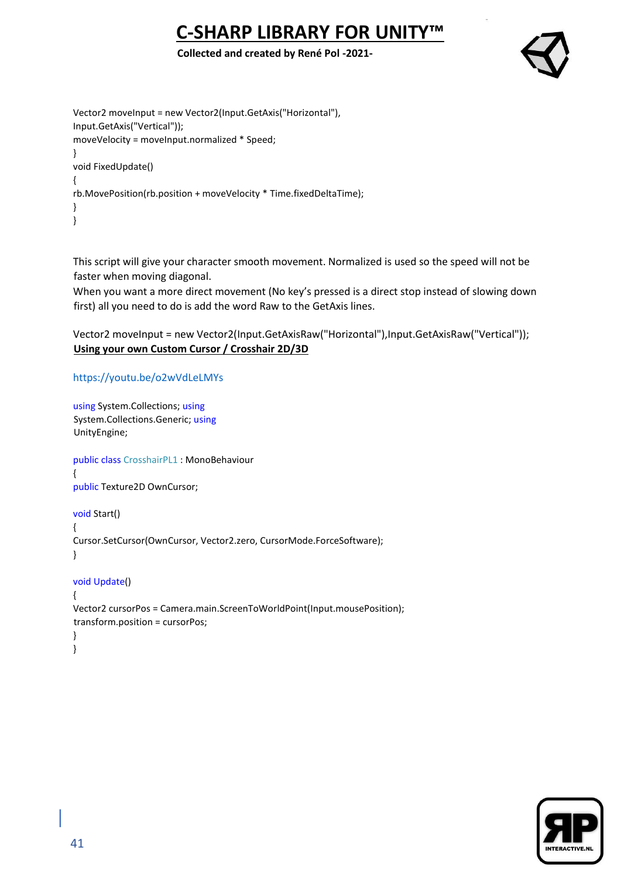```
Vector2 moveInput = new Vector2(Input.GetAxis("Horizontal"),
Input.GetAxis("Vertical"));
moveVelocity = moveInput.normalized * Speed;
}
void FixedUpdate()
{
rb.MovePosition(rb.position + moveVelocity * Time.fixedDeltaTime);
}
}
```

This script will give your character smooth movement. Normalized is used so the speed will not be faster when moving diagonal.
When you want a more direct movement (No key's pressed is a direct stop instead of slowing down first) all you need to do is add the word Raw to the GetAxis lines.

```
Vector2 moveInput = new Vector2(Input.GetAxisRaw("Horizontal"),Input.GetAxisRaw("Vertical"));
```

## Using your own Custom Cursor / Crosshair 2D/3D

https://youtu.be/o2wVdLeLMYs

```
using System.Collections; using
System.Collections.Generic; using
UnityEngine;

public class CrosshairPL1 : MonoBehaviour
{
public Texture2D OwnCursor;

void Start()
{
Cursor.SetCursor(OwnCursor, Vector2.zero, CursorMode.ForceSoftware);
}

void Update()
{
Vector2 cursorPos = Camera.main.ScreenToWorldPoint(Input.mousePosition);
transform.position = cursorPos;
}
}
```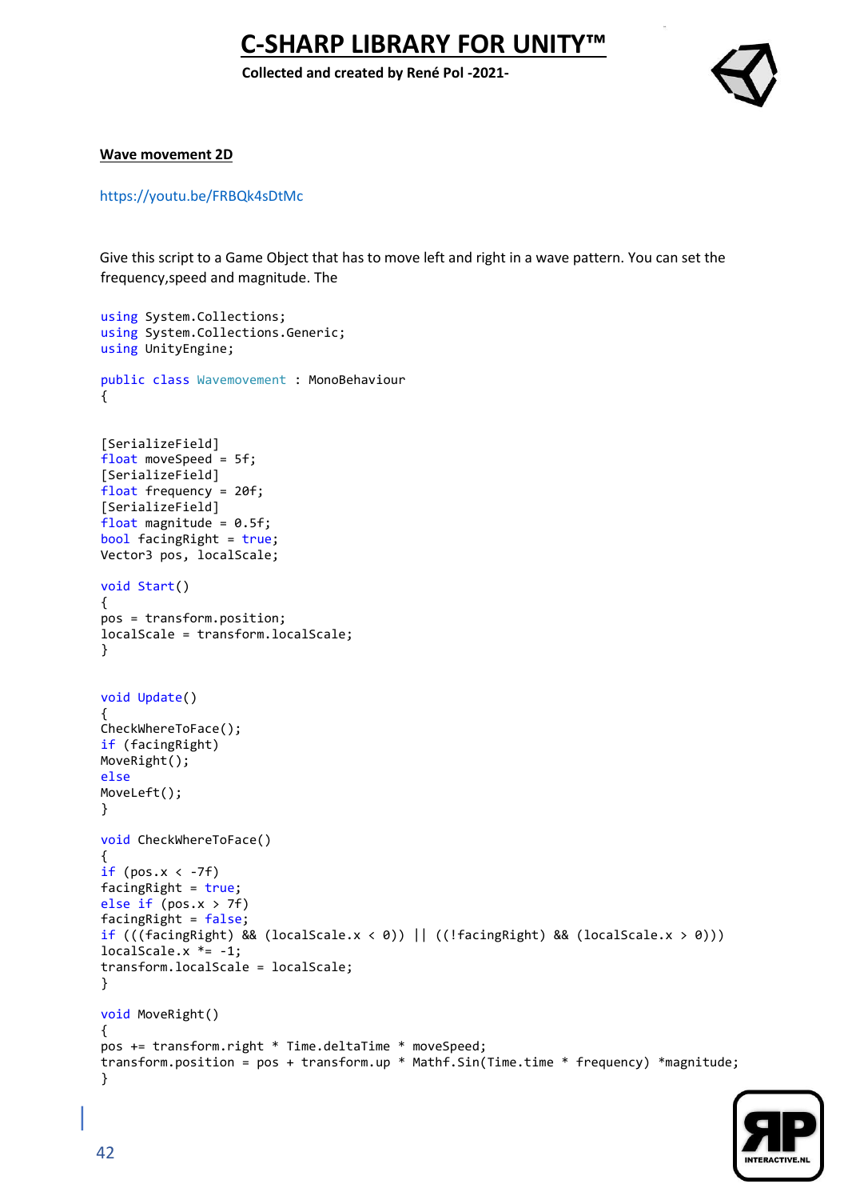**Wave movement 2D**

https://youtu.be/FRBQk4sDtMc

Give this script to a Game Object that has to move left and right in a wave pattern. You can set the frequency,speed and magnitude. The

```
using System.Collections;
using System.Collections.Generic;
using UnityEngine;

public class Wavemovement : MonoBehaviour
{


[SerializeField]
float moveSpeed = 5f;
[SerializeField]
float frequency = 20f;
[SerializeField]
float magnitude = 0.5f;
bool facingRight = true;
Vector3 pos, localScale;

void Start()
{
pos = transform.position;
localScale = transform.localScale;
}


void Update()
{
CheckWhereToFace();
if (facingRight)
MoveRight();
else
MoveLeft();
}

void CheckWhereToFace()
{
if (pos.x < -7f)
facingRight = true;
else if (pos.x > 7f)
facingRight = false;
if (((facingRight) && (localScale.x < 0)) || ((!facingRight) && (localScale.x > 0)))
localScale.x *= -1;
transform.localScale = localScale;
}

void MoveRight()
{
pos += transform.right * Time.deltaTime * moveSpeed;
transform.position = pos + transform.up * Mathf.Sin(Time.time * frequency) *magnitude;
}
```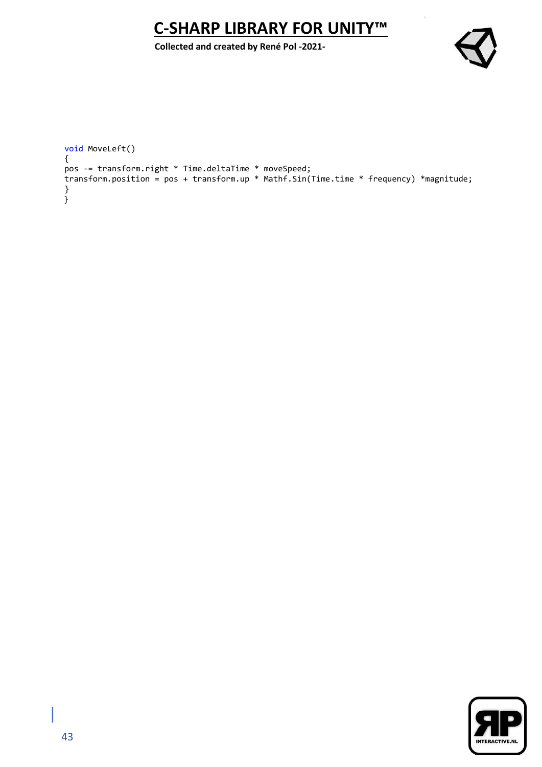```
void MoveLeft()
{
pos -= transform.right * Time.deltaTime * moveSpeed;
transform.position = pos + transform.up * Mathf.Sin(Time.time * frequency) *magnitude;
}
}
```